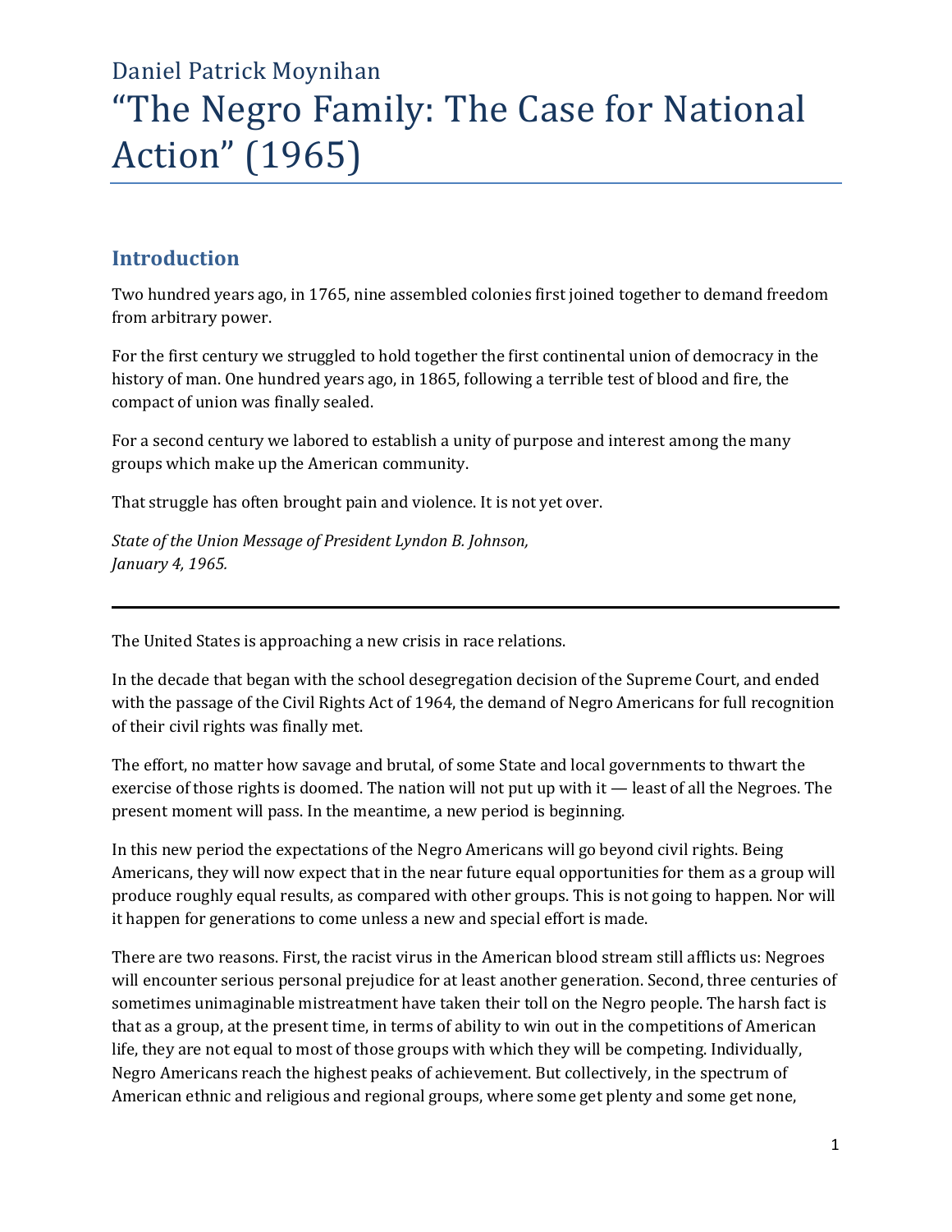# Daniel Patrick Moynihan
# “The Negro Family: The Case for National Action” (1965)

## Introduction

Two hundred years ago, in 1765, nine assembled colonies first joined together to demand freedom from arbitrary power.

For the first century we struggled to hold together the first continental union of democracy in the history of man. One hundred years ago, in 1865, following a terrible test of blood and fire, the compact of union was finally sealed.

For a second century we labored to establish a unity of purpose and interest among the many groups which make up the American community.

That struggle has often brought pain and violence. It is not yet over.

*State of the Union Message of President Lyndon B. Johnson,*
*January 4, 1965.*

---

The United States is approaching a new crisis in race relations.

In the decade that began with the school desegregation decision of the Supreme Court, and ended with the passage of the Civil Rights Act of 1964, the demand of Negro Americans for full recognition of their civil rights was finally met.

The effort, no matter how savage and brutal, of some State and local governments to thwart the exercise of those rights is doomed. The nation will not put up with it — least of all the Negroes. The present moment will pass. In the meantime, a new period is beginning.

In this new period the expectations of the Negro Americans will go beyond civil rights. Being Americans, they will now expect that in the near future equal opportunities for them as a group will produce roughly equal results, as compared with other groups. This is not going to happen. Nor will it happen for generations to come unless a new and special effort is made.

There are two reasons. First, the racist virus in the American blood stream still afflicts us: Negroes will encounter serious personal prejudice for at least another generation. Second, three centuries of sometimes unimaginable mistreatment have taken their toll on the Negro people. The harsh fact is that as a group, at the present time, in terms of ability to win out in the competitions of American life, they are not equal to most of those groups with which they will be competing. Individually, Negro Americans reach the highest peaks of achievement. But collectively, in the spectrum of American ethnic and religious and regional groups, where some get plenty and some get none,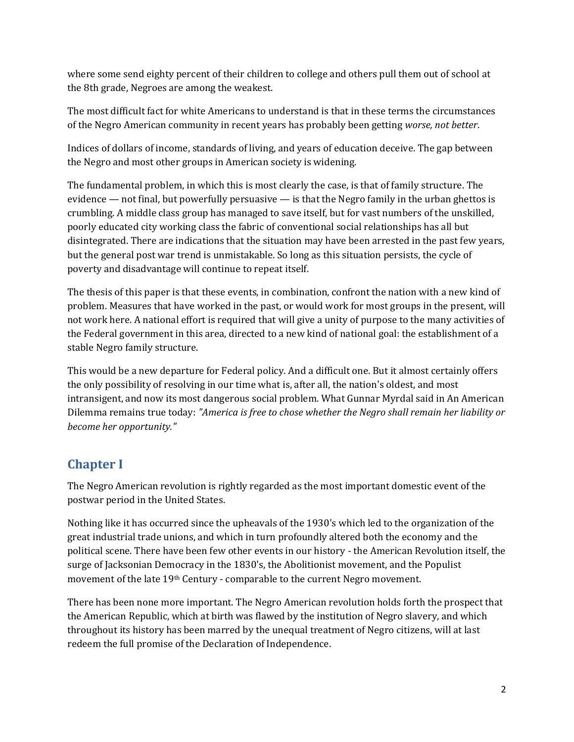where some send eighty percent of their children to college and others pull them out of school at the 8th grade, Negroes are among the weakest.

The most difficult fact for white Americans to understand is that in these terms the circumstances of the Negro American community in recent years has probably been getting *worse, not better*.

Indices of dollars of income, standards of living, and years of education deceive. The gap between the Negro and most other groups in American society is widening.

The fundamental problem, in which this is most clearly the case, is that of family structure. The evidence — not final, but powerfully persuasive — is that the Negro family in the urban ghettos is crumbling. A middle class group has managed to save itself, but for vast numbers of the unskilled, poorly educated city working class the fabric of conventional social relationships has all but disintegrated. There are indications that the situation may have been arrested in the past few years, but the general post war trend is unmistakable. So long as this situation persists, the cycle of poverty and disadvantage will continue to repeat itself.

The thesis of this paper is that these events, in combination, confront the nation with a new kind of problem. Measures that have worked in the past, or would work for most groups in the present, will not work here. A national effort is required that will give a unity of purpose to the many activities of the Federal government in this area, directed to a new kind of national goal: the establishment of a stable Negro family structure.

This would be a new departure for Federal policy. And a difficult one. But it almost certainly offers the only possibility of resolving in our time what is, after all, the nation's oldest, and most intransigent, and now its most dangerous social problem. What Gunnar Myrdal said in An American Dilemma remains true today: *"America is free to chose whether the Negro shall remain her liability or become her opportunity."*

## Chapter I

The Negro American revolution is rightly regarded as the most important domestic event of the postwar period in the United States.

Nothing like it has occurred since the upheavals of the 1930's which led to the organization of the great industrial trade unions, and which in turn profoundly altered both the economy and the political scene. There have been few other events in our history - the American Revolution itself, the surge of Jacksonian Democracy in the 1830's, the Abolitionist movement, and the Populist movement of the late 19th Century - comparable to the current Negro movement.

There has been none more important. The Negro American revolution holds forth the prospect that the American Republic, which at birth was flawed by the institution of Negro slavery, and which throughout its history has been marred by the unequal treatment of Negro citizens, will at last redeem the full promise of the Declaration of Independence.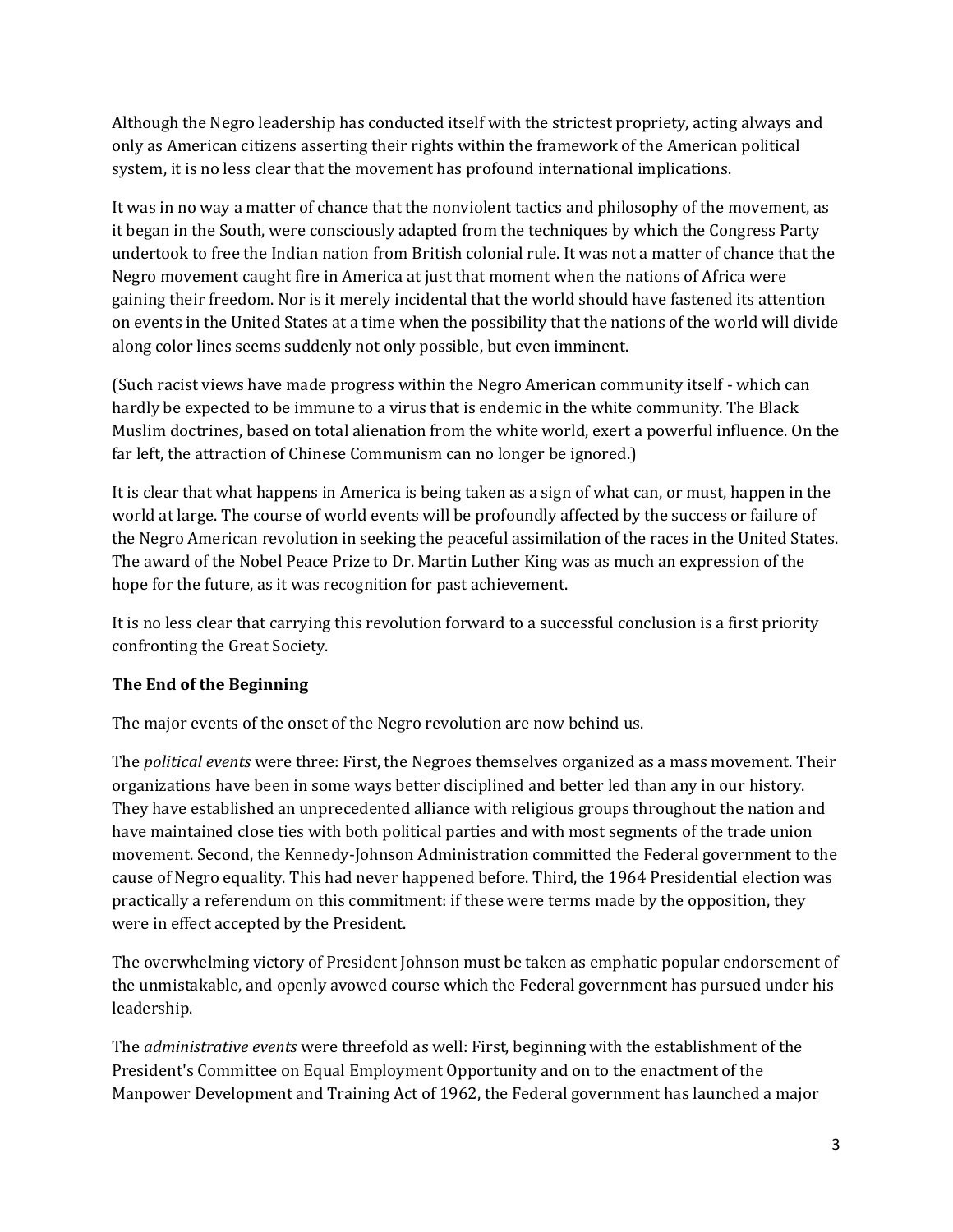Although the Negro leadership has conducted itself with the strictest propriety, acting always and only as American citizens asserting their rights within the framework of the American political system, it is no less clear that the movement has profound international implications.

It was in no way a matter of chance that the nonviolent tactics and philosophy of the movement, as it began in the South, were consciously adapted from the techniques by which the Congress Party undertook to free the Indian nation from British colonial rule. It was not a matter of chance that the Negro movement caught fire in America at just that moment when the nations of Africa were gaining their freedom. Nor is it merely incidental that the world should have fastened its attention on events in the United States at a time when the possibility that the nations of the world will divide along color lines seems suddenly not only possible, but even imminent.

(Such racist views have made progress within the Negro American community itself - which can hardly be expected to be immune to a virus that is endemic in the white community. The Black Muslim doctrines, based on total alienation from the white world, exert a powerful influence. On the far left, the attraction of Chinese Communism can no longer be ignored.)

It is clear that what happens in America is being taken as a sign of what can, or must, happen in the world at large. The course of world events will be profoundly affected by the success or failure of the Negro American revolution in seeking the peaceful assimilation of the races in the United States. The award of the Nobel Peace Prize to Dr. Martin Luther King was as much an expression of the hope for the future, as it was recognition for past achievement.

It is no less clear that carrying this revolution forward to a successful conclusion is a first priority confronting the Great Society.

**The End of the Beginning**

The major events of the onset of the Negro revolution are now behind us.

The *political events* were three: First, the Negroes themselves organized as a mass movement. Their organizations have been in some ways better disciplined and better led than any in our history. They have established an unprecedented alliance with religious groups throughout the nation and have maintained close ties with both political parties and with most segments of the trade union movement. Second, the Kennedy-Johnson Administration committed the Federal government to the cause of Negro equality. This had never happened before. Third, the 1964 Presidential election was practically a referendum on this commitment: if these were terms made by the opposition, they were in effect accepted by the President.

The overwhelming victory of President Johnson must be taken as emphatic popular endorsement of the unmistakable, and openly avowed course which the Federal government has pursued under his leadership.

The *administrative events* were threefold as well: First, beginning with the establishment of the President's Committee on Equal Employment Opportunity and on to the enactment of the Manpower Development and Training Act of 1962, the Federal government has launched a major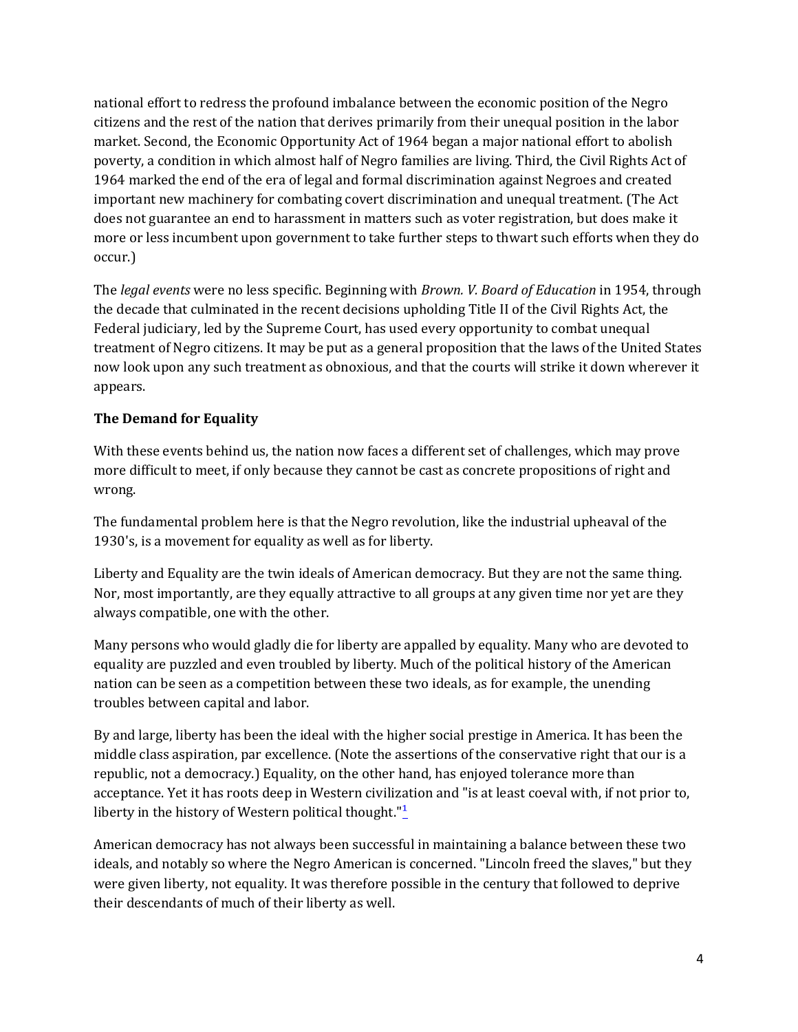national effort to redress the profound imbalance between the economic position of the Negro citizens and the rest of the nation that derives primarily from their unequal position in the labor market. Second, the Economic Opportunity Act of 1964 began a major national effort to abolish poverty, a condition in which almost half of Negro families are living. Third, the Civil Rights Act of 1964 marked the end of the era of legal and formal discrimination against Negroes and created important new machinery for combating covert discrimination and unequal treatment. (The Act does not guarantee an end to harassment in matters such as voter registration, but does make it more or less incumbent upon government to take further steps to thwart such efforts when they do occur.)

The *legal events* were no less specific. Beginning with *Brown. V. Board of Education* in 1954, through the decade that culminated in the recent decisions upholding Title II of the Civil Rights Act, the Federal judiciary, led by the Supreme Court, has used every opportunity to combat unequal treatment of Negro citizens. It may be put as a general proposition that the laws of the United States now look upon any such treatment as obnoxious, and that the courts will strike it down wherever it appears.

**The Demand for Equality**

With these events behind us, the nation now faces a different set of challenges, which may prove more difficult to meet, if only because they cannot be cast as concrete propositions of right and wrong.

The fundamental problem here is that the Negro revolution, like the industrial upheaval of the 1930's, is a movement for equality as well as for liberty.

Liberty and Equality are the twin ideals of American democracy. But they are not the same thing. Nor, most importantly, are they equally attractive to all groups at any given time nor yet are they always compatible, one with the other.

Many persons who would gladly die for liberty are appalled by equality. Many who are devoted to equality are puzzled and even troubled by liberty. Much of the political history of the American nation can be seen as a competition between these two ideals, as for example, the unending troubles between capital and labor.

By and large, liberty has been the ideal with the higher social prestige in America. It has been the middle class aspiration, par excellence. (Note the assertions of the conservative right that our is a republic, not a democracy.) Equality, on the other hand, has enjoyed tolerance more than acceptance. Yet it has roots deep in Western civilization and "is at least coeval with, if not prior to, liberty in the history of Western political thought."[1]

American democracy has not always been successful in maintaining a balance between these two ideals, and notably so where the Negro American is concerned. "Lincoln freed the slaves," but they were given liberty, not equality. It was therefore possible in the century that followed to deprive their descendants of much of their liberty as well.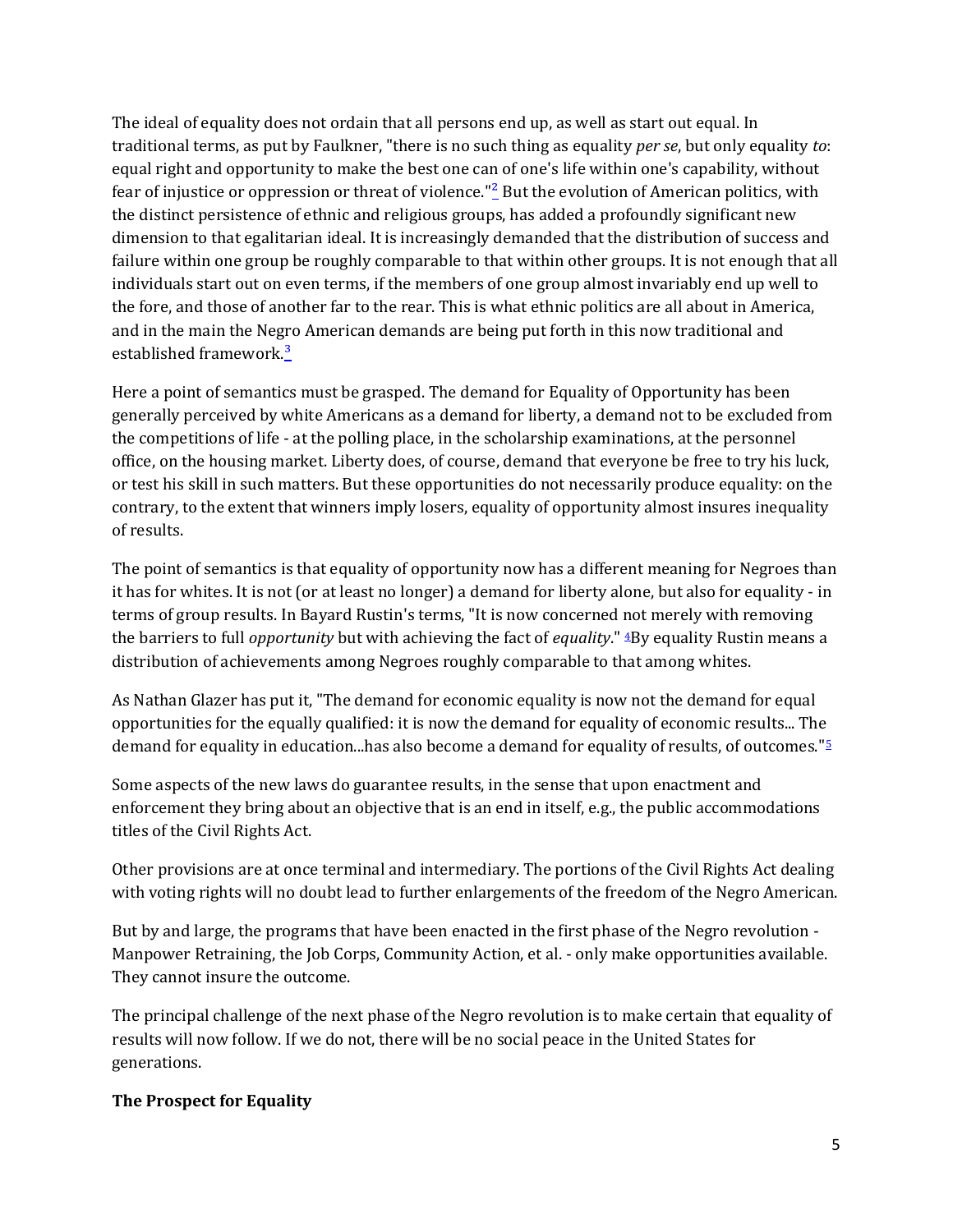The ideal of equality does not ordain that all persons end up, as well as start out equal. In traditional terms, as put by Faulkner, "there is no such thing as equality *per se*, but only equality *to*: equal right and opportunity to make the best one can of one's life within one's capability, without fear of injustice or oppression or threat of violence."[2] But the evolution of American politics, with the distinct persistence of ethnic and religious groups, has added a profoundly significant new dimension to that egalitarian ideal. It is increasingly demanded that the distribution of success and failure within one group be roughly comparable to that within other groups. It is not enough that all individuals start out on even terms, if the members of one group almost invariably end up well to the fore, and those of another far to the rear. This is what ethnic politics are all about in America, and in the main the Negro American demands are being put forth in this now traditional and established framework.[3]

Here a point of semantics must be grasped. The demand for Equality of Opportunity has been generally perceived by white Americans as a demand for liberty, a demand not to be excluded from the competitions of life - at the polling place, in the scholarship examinations, at the personnel office, on the housing market. Liberty does, of course, demand that everyone be free to try his luck, or test his skill in such matters. But these opportunities do not necessarily produce equality: on the contrary, to the extent that winners imply losers, equality of opportunity almost insures inequality of results.

The point of semantics is that equality of opportunity now has a different meaning for Negroes than it has for whites. It is not (or at least no longer) a demand for liberty alone, but also for equality - in terms of group results. In Bayard Rustin's terms, "It is now concerned not merely with removing the barriers to full *opportunity* but with achieving the fact of *equality*." [4]By equality Rustin means a distribution of achievements among Negroes roughly comparable to that among whites.

As Nathan Glazer has put it, "The demand for economic equality is now not the demand for equal opportunities for the equally qualified: it is now the demand for equality of economic results... The demand for equality in education...has also become a demand for equality of results, of outcomes."[5]

Some aspects of the new laws do guarantee results, in the sense that upon enactment and enforcement they bring about an objective that is an end in itself, e.g., the public accommodations titles of the Civil Rights Act.

Other provisions are at once terminal and intermediary. The portions of the Civil Rights Act dealing with voting rights will no doubt lead to further enlargements of the freedom of the Negro American.

But by and large, the programs that have been enacted in the first phase of the Negro revolution - Manpower Retraining, the Job Corps, Community Action, et al. - only make opportunities available. They cannot insure the outcome.

The principal challenge of the next phase of the Negro revolution is to make certain that equality of results will now follow. If we do not, there will be no social peace in the United States for generations.

## The Prospect for Equality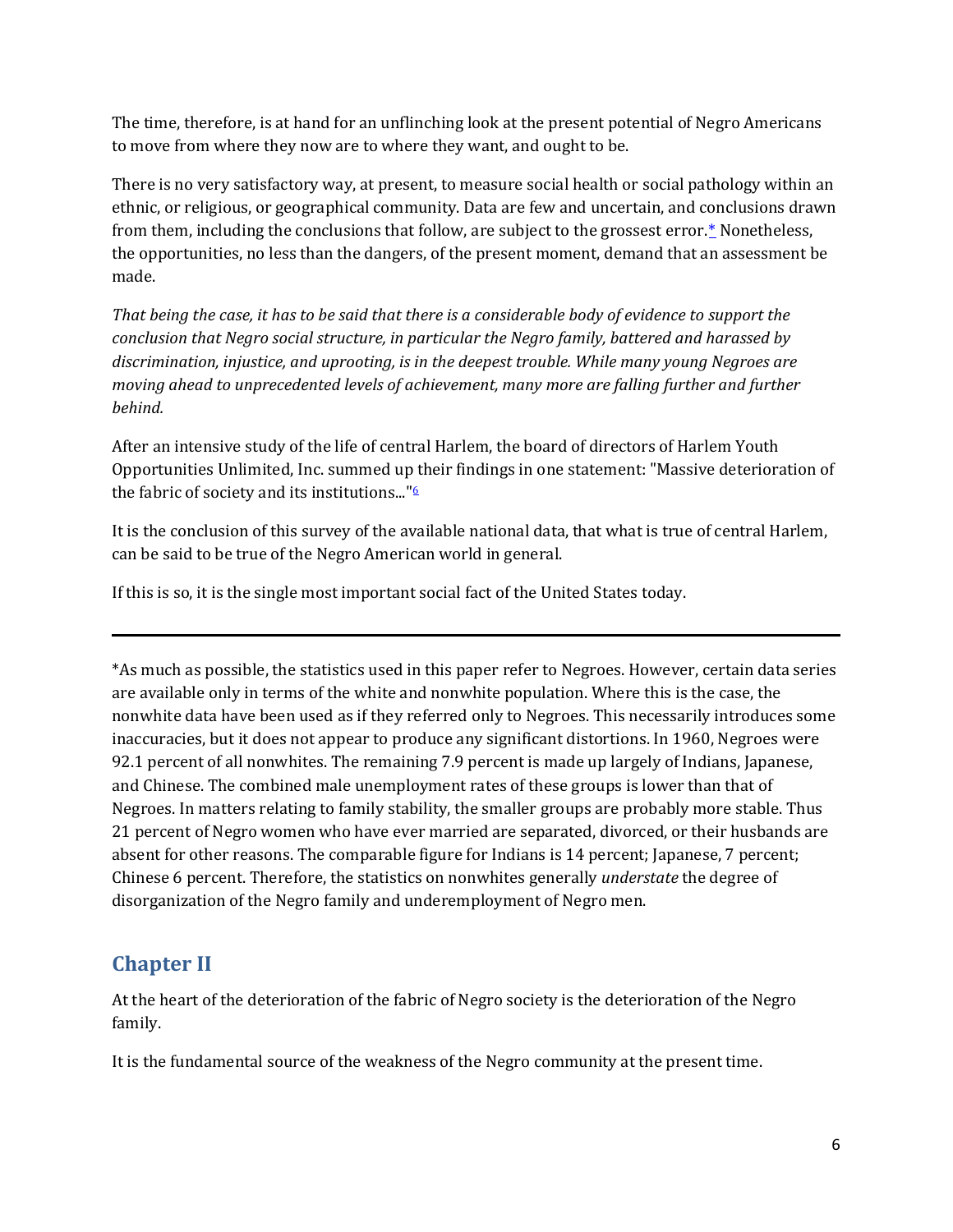The time, therefore, is at hand for an unflinching look at the present potential of Negro Americans to move from where they now are to where they want, and ought to be.

There is no very satisfactory way, at present, to measure social health or social pathology within an ethnic, or religious, or geographical community. Data are few and uncertain, and conclusions drawn from them, including the conclusions that follow, are subject to the grossest error.* Nonetheless, the opportunities, no less than the dangers, of the present moment, demand that an assessment be made.

*That being the case, it has to be said that there is a considerable body of evidence to support the conclusion that Negro social structure, in particular the Negro family, battered and harassed by discrimination, injustice, and uprooting, is in the deepest trouble. While many young Negroes are moving ahead to unprecedented levels of achievement, many more are falling further and further behind.*

After an intensive study of the life of central Harlem, the board of directors of Harlem Youth Opportunities Unlimited, Inc. summed up their findings in one statement: "Massive deterioration of the fabric of society and its institutions..."[6]

It is the conclusion of this survey of the available national data, that what is true of central Harlem, can be said to be true of the Negro American world in general.

If this is so, it is the single most important social fact of the United States today.

---

*As much as possible, the statistics used in this paper refer to Negroes. However, certain data series are available only in terms of the white and nonwhite population. Where this is the case, the nonwhite data have been used as if they referred only to Negroes. This necessarily introduces some inaccuracies, but it does not appear to produce any significant distortions. In 1960, Negroes were 92.1 percent of all nonwhites. The remaining 7.9 percent is made up largely of Indians, Japanese, and Chinese. The combined male unemployment rates of these groups is lower than that of Negroes. In matters relating to family stability, the smaller groups are probably more stable. Thus 21 percent of Negro women who have ever married are separated, divorced, or their husbands are absent for other reasons. The comparable figure for Indians is 14 percent; Japanese, 7 percent; Chinese 6 percent. Therefore, the statistics on nonwhites generally *understate* the degree of disorganization of the Negro family and underemployment of Negro men.

## Chapter II

At the heart of the deterioration of the fabric of Negro society is the deterioration of the Negro family.

It is the fundamental source of the weakness of the Negro community at the present time.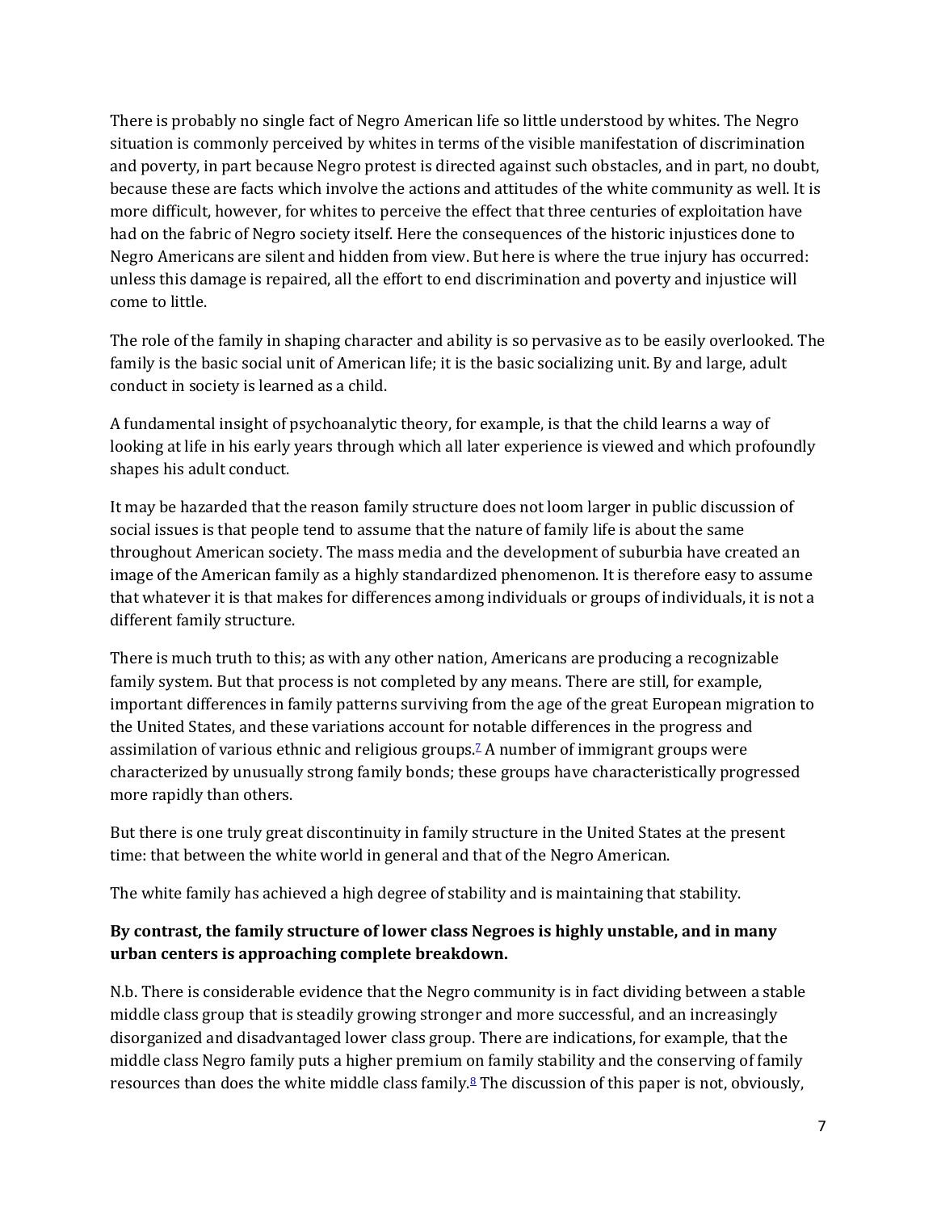There is probably no single fact of Negro American life so little understood by whites. The Negro situation is commonly perceived by whites in terms of the visible manifestation of discrimination and poverty, in part because Negro protest is directed against such obstacles, and in part, no doubt, because these are facts which involve the actions and attitudes of the white community as well. It is more difficult, however, for whites to perceive the effect that three centuries of exploitation have had on the fabric of Negro society itself. Here the consequences of the historic injustices done to Negro Americans are silent and hidden from view. But here is where the true injury has occurred: unless this damage is repaired, all the effort to end discrimination and poverty and injustice will come to little.

The role of the family in shaping character and ability is so pervasive as to be easily overlooked. The family is the basic social unit of American life; it is the basic socializing unit. By and large, adult conduct in society is learned as a child.

A fundamental insight of psychoanalytic theory, for example, is that the child learns a way of looking at life in his early years through which all later experience is viewed and which profoundly shapes his adult conduct.

It may be hazarded that the reason family structure does not loom larger in public discussion of social issues is that people tend to assume that the nature of family life is about the same throughout American society. The mass media and the development of suburbia have created an image of the American family as a highly standardized phenomenon. It is therefore easy to assume that whatever it is that makes for differences among individuals or groups of individuals, it is not a different family structure.

There is much truth to this; as with any other nation, Americans are producing a recognizable family system. But that process is not completed by any means. There are still, for example, important differences in family patterns surviving from the age of the great European migration to the United States, and these variations account for notable differences in the progress and assimilation of various ethnic and religious groups.[7] A number of immigrant groups were characterized by unusually strong family bonds; these groups have characteristically progressed more rapidly than others.

But there is one truly great discontinuity in family structure in the United States at the present time: that between the white world in general and that of the Negro American.

The white family has achieved a high degree of stability and is maintaining that stability.

**By contrast, the family structure of lower class Negroes is highly unstable, and in many urban centers is approaching complete breakdown.**

N.b. There is considerable evidence that the Negro community is in fact dividing between a stable middle class group that is steadily growing stronger and more successful, and an increasingly disorganized and disadvantaged lower class group. There are indications, for example, that the middle class Negro family puts a higher premium on family stability and the conserving of family resources than does the white middle class family.[8] The discussion of this paper is not, obviously,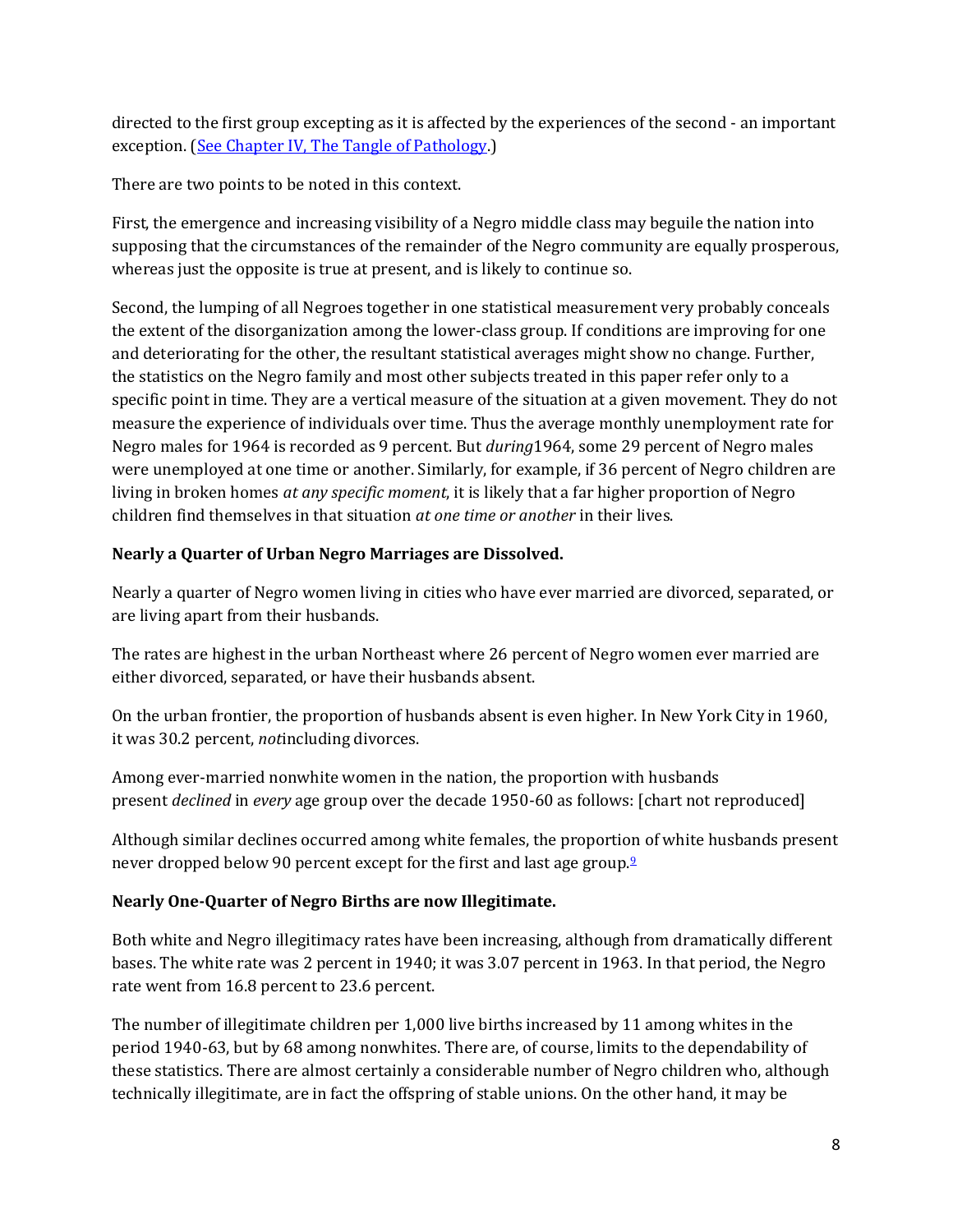directed to the first group excepting as it is affected by the experiences of the second - an important exception. (See Chapter IV, The Tangle of Pathology.)

There are two points to be noted in this context.

First, the emergence and increasing visibility of a Negro middle class may beguile the nation into supposing that the circumstances of the remainder of the Negro community are equally prosperous, whereas just the opposite is true at present, and is likely to continue so.

Second, the lumping of all Negroes together in one statistical measurement very probably conceals the extent of the disorganization among the lower-class group. If conditions are improving for one and deteriorating for the other, the resultant statistical averages might show no change. Further, the statistics on the Negro family and most other subjects treated in this paper refer only to a specific point in time. They are a vertical measure of the situation at a given movement. They do not measure the experience of individuals over time. Thus the average monthly unemployment rate for Negro males for 1964 is recorded as 9 percent. But *during*1964, some 29 percent of Negro males were unemployed at one time or another. Similarly, for example, if 36 percent of Negro children are living in broken homes *at any specific moment*, it is likely that a far higher proportion of Negro children find themselves in that situation *at one time or another* in their lives.

**Nearly a Quarter of Urban Negro Marriages are Dissolved.**

Nearly a quarter of Negro women living in cities who have ever married are divorced, separated, or are living apart from their husbands.

The rates are highest in the urban Northeast where 26 percent of Negro women ever married are either divorced, separated, or have their husbands absent.

On the urban frontier, the proportion of husbands absent is even higher. In New York City in 1960, it was 30.2 percent, *not*including divorces.

Among ever-married nonwhite women in the nation, the proportion with husbands present *declined* in *every* age group over the decade 1950-60 as follows: [chart not reproduced]

Although similar declines occurred among white females, the proportion of white husbands present never dropped below 90 percent except for the first and last age group.[9]

**Nearly One-Quarter of Negro Births are now Illegitimate.**

Both white and Negro illegitimacy rates have been increasing, although from dramatically different bases. The white rate was 2 percent in 1940; it was 3.07 percent in 1963. In that period, the Negro rate went from 16.8 percent to 23.6 percent.

The number of illegitimate children per 1,000 live births increased by 11 among whites in the period 1940-63, but by 68 among nonwhites. There are, of course, limits to the dependability of these statistics. There are almost certainly a considerable number of Negro children who, although technically illegitimate, are in fact the offspring of stable unions. On the other hand, it may be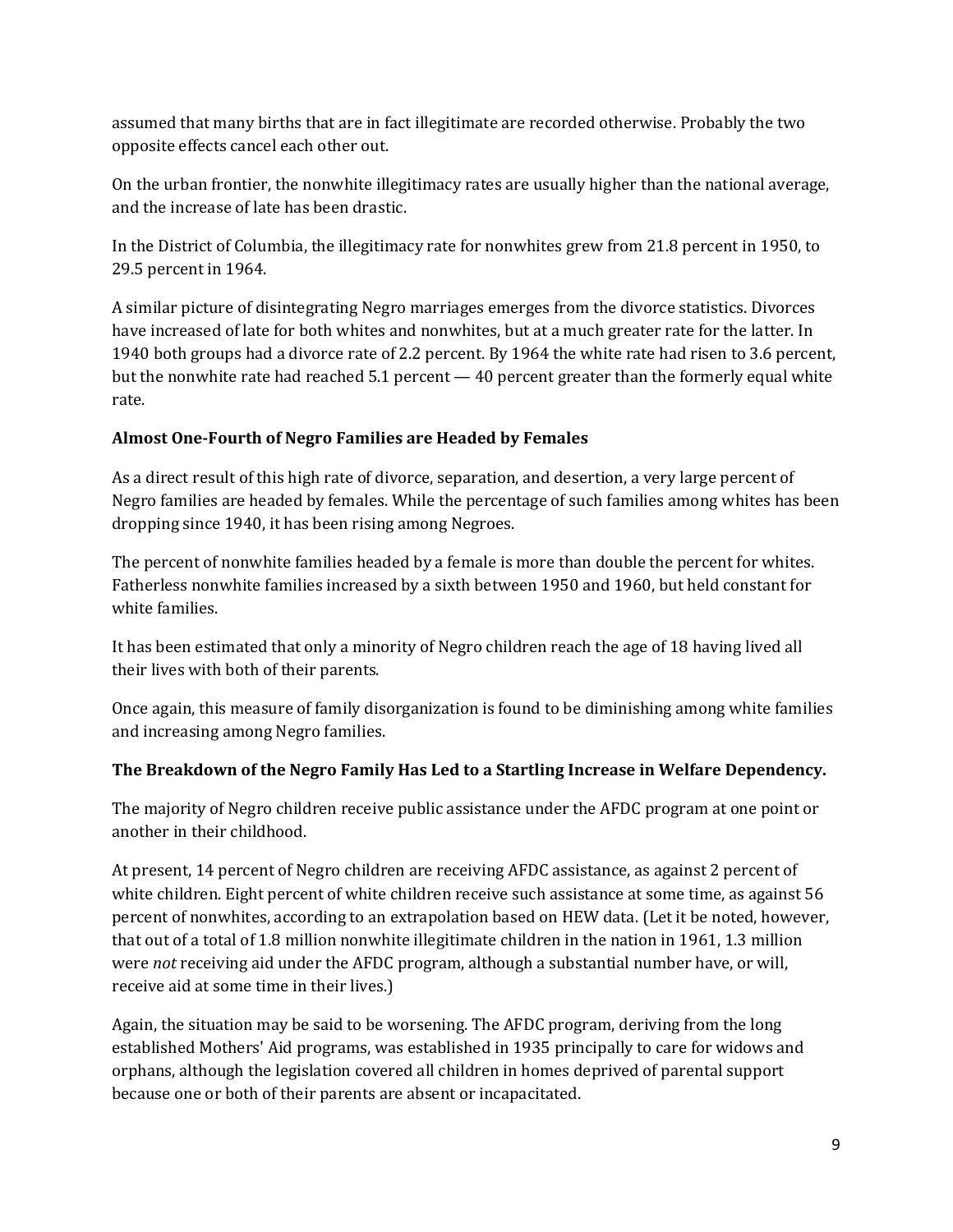assumed that many births that are in fact illegitimate are recorded otherwise. Probably the two opposite effects cancel each other out.

On the urban frontier, the nonwhite illegitimacy rates are usually higher than the national average, and the increase of late has been drastic.

In the District of Columbia, the illegitimacy rate for nonwhites grew from 21.8 percent in 1950, to 29.5 percent in 1964.

A similar picture of disintegrating Negro marriages emerges from the divorce statistics. Divorces have increased of late for both whites and nonwhites, but at a much greater rate for the latter. In 1940 both groups had a divorce rate of 2.2 percent. By 1964 the white rate had risen to 3.6 percent, but the nonwhite rate had reached 5.1 percent — 40 percent greater than the formerly equal white rate.

**Almost One-Fourth of Negro Families are Headed by Females**

As a direct result of this high rate of divorce, separation, and desertion, a very large percent of Negro families are headed by females. While the percentage of such families among whites has been dropping since 1940, it has been rising among Negroes.

The percent of nonwhite families headed by a female is more than double the percent for whites. Fatherless nonwhite families increased by a sixth between 1950 and 1960, but held constant for white families.

It has been estimated that only a minority of Negro children reach the age of 18 having lived all their lives with both of their parents.

Once again, this measure of family disorganization is found to be diminishing among white families and increasing among Negro families.

**The Breakdown of the Negro Family Has Led to a Startling Increase in Welfare Dependency.**

The majority of Negro children receive public assistance under the AFDC program at one point or another in their childhood.

At present, 14 percent of Negro children are receiving AFDC assistance, as against 2 percent of white children. Eight percent of white children receive such assistance at some time, as against 56 percent of nonwhites, according to an extrapolation based on HEW data. (Let it be noted, however, that out of a total of 1.8 million nonwhite illegitimate children in the nation in 1961, 1.3 million were *not* receiving aid under the AFDC program, although a substantial number have, or will, receive aid at some time in their lives.)

Again, the situation may be said to be worsening. The AFDC program, deriving from the long established Mothers' Aid programs, was established in 1935 principally to care for widows and orphans, although the legislation covered all children in homes deprived of parental support because one or both of their parents are absent or incapacitated.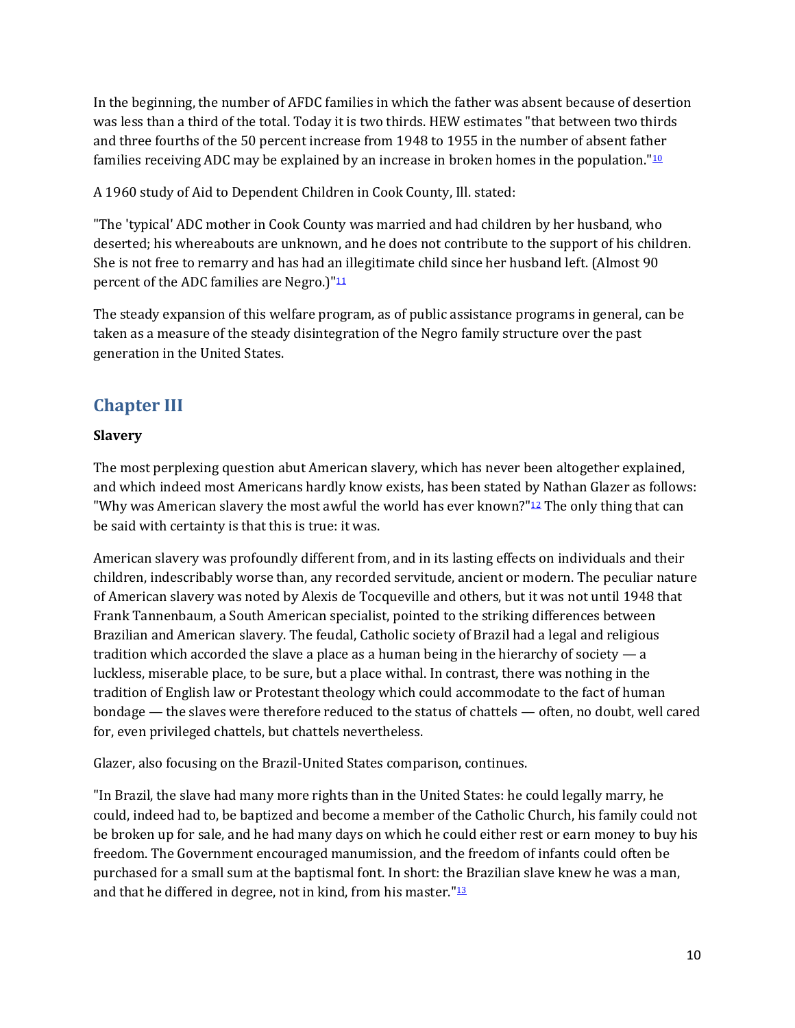In the beginning, the number of AFDC families in which the father was absent because of desertion was less than a third of the total. Today it is two thirds. HEW estimates "that between two thirds and three fourths of the 50 percent increase from 1948 to 1955 in the number of absent father families receiving ADC may be explained by an increase in broken homes in the population."[10]

A 1960 study of Aid to Dependent Children in Cook County, Ill. stated:

"The 'typical' ADC mother in Cook County was married and had children by her husband, who deserted; his whereabouts are unknown, and he does not contribute to the support of his children. She is not free to remarry and has had an illegitimate child since her husband left. (Almost 90 percent of the ADC families are Negro.)"[11]

The steady expansion of this welfare program, as of public assistance programs in general, can be taken as a measure of the steady disintegration of the Negro family structure over the past generation in the United States.

## Chapter III

**Slavery**

The most perplexing question abut American slavery, which has never been altogether explained, and which indeed most Americans hardly know exists, has been stated by Nathan Glazer as follows: "Why was American slavery the most awful the world has ever known?"[12] The only thing that can be said with certainty is that this is true: it was.

American slavery was profoundly different from, and in its lasting effects on individuals and their children, indescribably worse than, any recorded servitude, ancient or modern. The peculiar nature of American slavery was noted by Alexis de Tocqueville and others, but it was not until 1948 that Frank Tannenbaum, a South American specialist, pointed to the striking differences between Brazilian and American slavery. The feudal, Catholic society of Brazil had a legal and religious tradition which accorded the slave a place as a human being in the hierarchy of society — a luckless, miserable place, to be sure, but a place withal. In contrast, there was nothing in the tradition of English law or Protestant theology which could accommodate to the fact of human bondage — the slaves were therefore reduced to the status of chattels — often, no doubt, well cared for, even privileged chattels, but chattels nevertheless.

Glazer, also focusing on the Brazil-United States comparison, continues.

"In Brazil, the slave had many more rights than in the United States: he could legally marry, he could, indeed had to, be baptized and become a member of the Catholic Church, his family could not be broken up for sale, and he had many days on which he could either rest or earn money to buy his freedom. The Government encouraged manumission, and the freedom of infants could often be purchased for a small sum at the baptismal font. In short: the Brazilian slave knew he was a man, and that he differed in degree, not in kind, from his master."[13]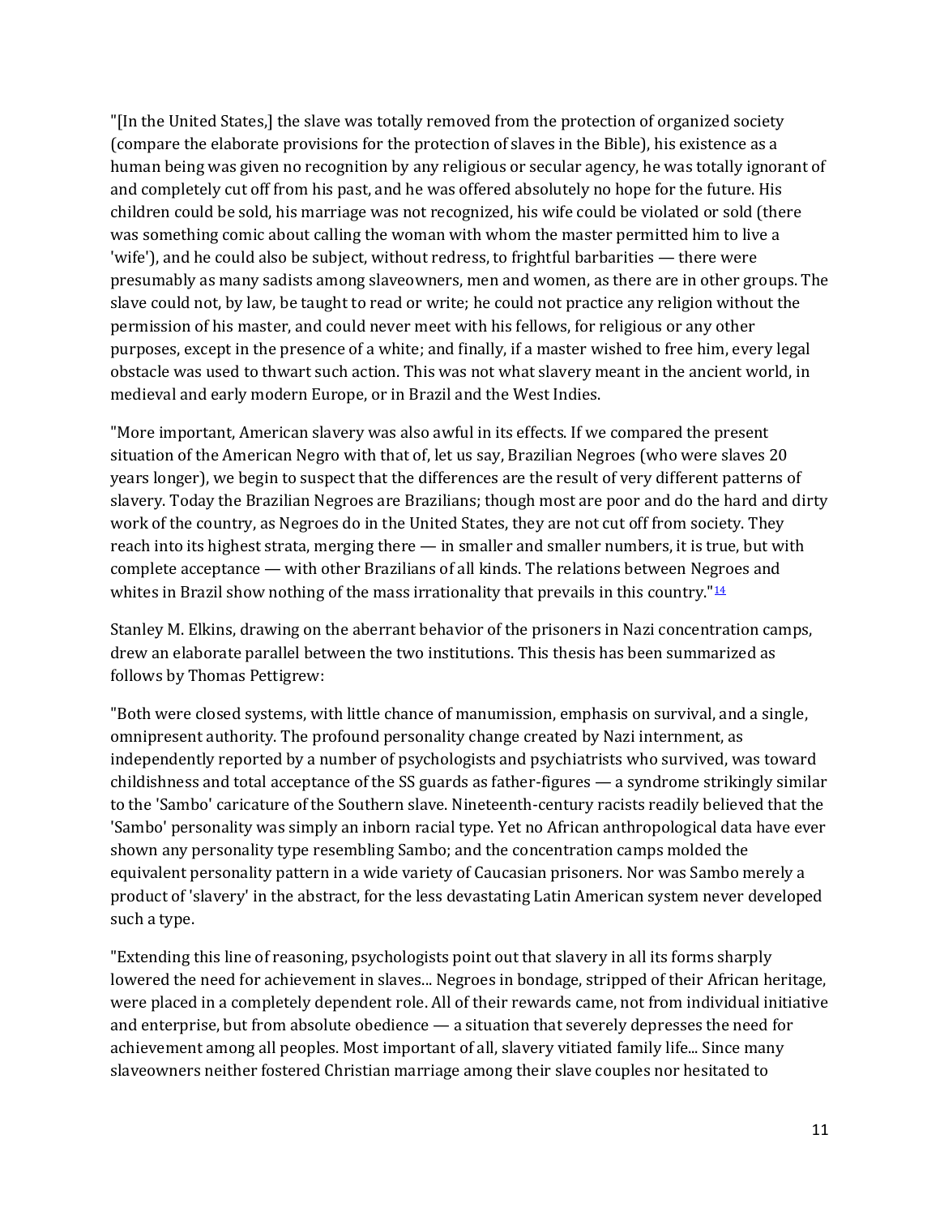"[In the United States,] the slave was totally removed from the protection of organized society (compare the elaborate provisions for the protection of slaves in the Bible), his existence as a human being was given no recognition by any religious or secular agency, he was totally ignorant of and completely cut off from his past, and he was offered absolutely no hope for the future. His children could be sold, his marriage was not recognized, his wife could be violated or sold (there was something comic about calling the woman with whom the master permitted him to live a 'wife'), and he could also be subject, without redress, to frightful barbarities — there were presumably as many sadists among slaveowners, men and women, as there are in other groups. The slave could not, by law, be taught to read or write; he could not practice any religion without the permission of his master, and could never meet with his fellows, for religious or any other purposes, except in the presence of a white; and finally, if a master wished to free him, every legal obstacle was used to thwart such action. This was not what slavery meant in the ancient world, in medieval and early modern Europe, or in Brazil and the West Indies.

"More important, American slavery was also awful in its effects. If we compared the present situation of the American Negro with that of, let us say, Brazilian Negroes (who were slaves 20 years longer), we begin to suspect that the differences are the result of very different patterns of slavery. Today the Brazilian Negroes are Brazilians; though most are poor and do the hard and dirty work of the country, as Negroes do in the United States, they are not cut off from society. They reach into its highest strata, merging there — in smaller and smaller numbers, it is true, but with complete acceptance — with other Brazilians of all kinds. The relations between Negroes and whites in Brazil show nothing of the mass irrationality that prevails in this country."[14]

Stanley M. Elkins, drawing on the aberrant behavior of the prisoners in Nazi concentration camps, drew an elaborate parallel between the two institutions. This thesis has been summarized as follows by Thomas Pettigrew:

"Both were closed systems, with little chance of manumission, emphasis on survival, and a single, omnipresent authority. The profound personality change created by Nazi internment, as independently reported by a number of psychologists and psychiatrists who survived, was toward childishness and total acceptance of the SS guards as father-figures — a syndrome strikingly similar to the 'Sambo' caricature of the Southern slave. Nineteenth-century racists readily believed that the 'Sambo' personality was simply an inborn racial type. Yet no African anthropological data have ever shown any personality type resembling Sambo; and the concentration camps molded the equivalent personality pattern in a wide variety of Caucasian prisoners. Nor was Sambo merely a product of 'slavery' in the abstract, for the less devastating Latin American system never developed such a type.

"Extending this line of reasoning, psychologists point out that slavery in all its forms sharply lowered the need for achievement in slaves... Negroes in bondage, stripped of their African heritage, were placed in a completely dependent role. All of their rewards came, not from individual initiative and enterprise, but from absolute obedience — a situation that severely depresses the need for achievement among all peoples. Most important of all, slavery vitiated family life... Since many slaveowners neither fostered Christian marriage among their slave couples nor hesitated to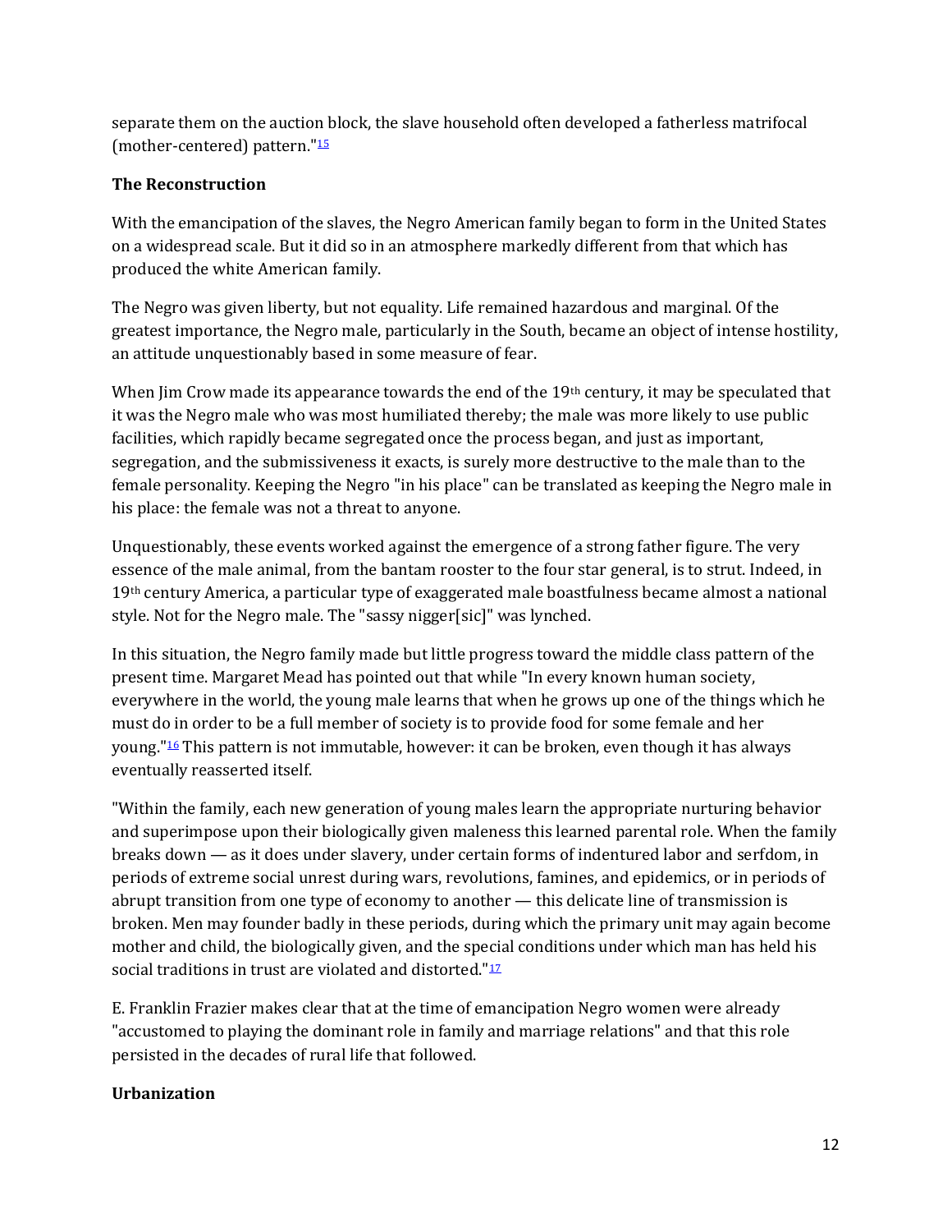separate them on the auction block, the slave household often developed a fatherless matrifocal (mother-centered) pattern."[15]

**The Reconstruction**

With the emancipation of the slaves, the Negro American family began to form in the United States on a widespread scale. But it did so in an atmosphere markedly different from that which has produced the white American family.

The Negro was given liberty, but not equality. Life remained hazardous and marginal. Of the greatest importance, the Negro male, particularly in the South, became an object of intense hostility, an attitude unquestionably based in some measure of fear.

When Jim Crow made its appearance towards the end of the 19th century, it may be speculated that it was the Negro male who was most humiliated thereby; the male was more likely to use public facilities, which rapidly became segregated once the process began, and just as important, segregation, and the submissiveness it exacts, is surely more destructive to the male than to the female personality. Keeping the Negro "in his place" can be translated as keeping the Negro male in his place: the female was not a threat to anyone.

Unquestionably, these events worked against the emergence of a strong father figure. The very essence of the male animal, from the bantam rooster to the four star general, is to strut. Indeed, in 19th century America, a particular type of exaggerated male boastfulness became almost a national style. Not for the Negro male. The "sassy nigger[sic]" was lynched.

In this situation, the Negro family made but little progress toward the middle class pattern of the present time. Margaret Mead has pointed out that while "In every known human society, everywhere in the world, the young male learns that when he grows up one of the things which he must do in order to be a full member of society is to provide food for some female and her young."[16] This pattern is not immutable, however: it can be broken, even though it has always eventually reasserted itself.

"Within the family, each new generation of young males learn the appropriate nurturing behavior and superimpose upon their biologically given maleness this learned parental role. When the family breaks down — as it does under slavery, under certain forms of indentured labor and serfdom, in periods of extreme social unrest during wars, revolutions, famines, and epidemics, or in periods of abrupt transition from one type of economy to another — this delicate line of transmission is broken. Men may founder badly in these periods, during which the primary unit may again become mother and child, the biologically given, and the special conditions under which man has held his social traditions in trust are violated and distorted."[17]

E. Franklin Frazier makes clear that at the time of emancipation Negro women were already "accustomed to playing the dominant role in family and marriage relations" and that this role persisted in the decades of rural life that followed.

**Urbanization**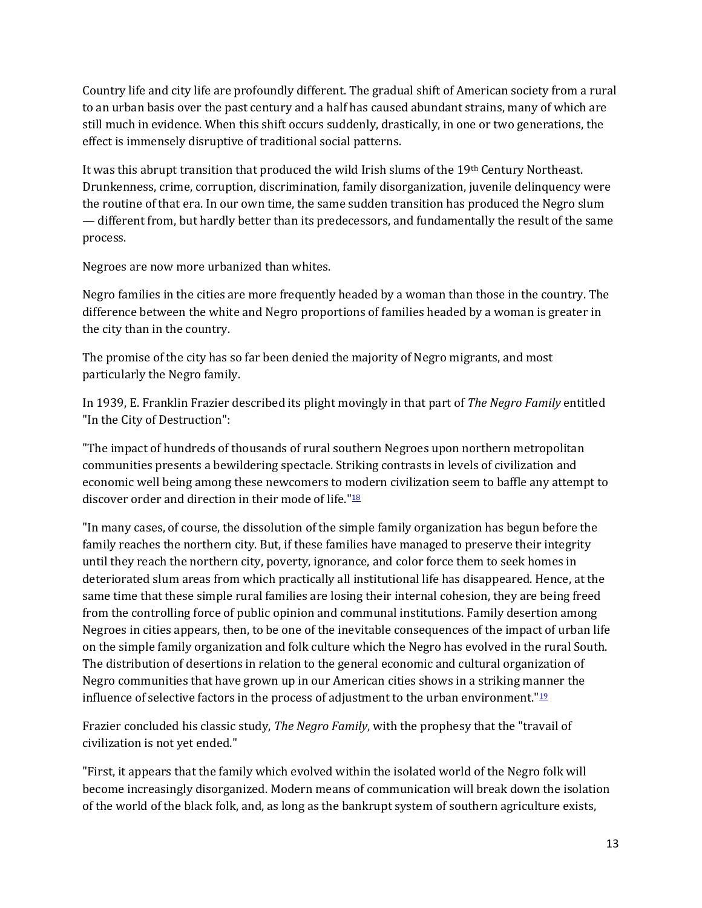Country life and city life are profoundly different. The gradual shift of American society from a rural to an urban basis over the past century and a half has caused abundant strains, many of which are still much in evidence. When this shift occurs suddenly, drastically, in one or two generations, the effect is immensely disruptive of traditional social patterns.

It was this abrupt transition that produced the wild Irish slums of the 19th Century Northeast. Drunkenness, crime, corruption, discrimination, family disorganization, juvenile delinquency were the routine of that era. In our own time, the same sudden transition has produced the Negro slum — different from, but hardly better than its predecessors, and fundamentally the result of the same process.

Negroes are now more urbanized than whites.

Negro families in the cities are more frequently headed by a woman than those in the country. The difference between the white and Negro proportions of families headed by a woman is greater in the city than in the country.

The promise of the city has so far been denied the majority of Negro migrants, and most particularly the Negro family.

In 1939, E. Franklin Frazier described its plight movingly in that part of *The Negro Family* entitled "In the City of Destruction":

"The impact of hundreds of thousands of rural southern Negroes upon northern metropolitan communities presents a bewildering spectacle. Striking contrasts in levels of civilization and economic well being among these newcomers to modern civilization seem to baffle any attempt to discover order and direction in their mode of life."[18]

"In many cases, of course, the dissolution of the simple family organization has begun before the family reaches the northern city. But, if these families have managed to preserve their integrity until they reach the northern city, poverty, ignorance, and color force them to seek homes in deteriorated slum areas from which practically all institutional life has disappeared. Hence, at the same time that these simple rural families are losing their internal cohesion, they are being freed from the controlling force of public opinion and communal institutions. Family desertion among Negroes in cities appears, then, to be one of the inevitable consequences of the impact of urban life on the simple family organization and folk culture which the Negro has evolved in the rural South. The distribution of desertions in relation to the general economic and cultural organization of Negro communities that have grown up in our American cities shows in a striking manner the influence of selective factors in the process of adjustment to the urban environment."[19]

Frazier concluded his classic study, *The Negro Family*, with the prophesy that the "travail of civilization is not yet ended."

"First, it appears that the family which evolved within the isolated world of the Negro folk will become increasingly disorganized. Modern means of communication will break down the isolation of the world of the black folk, and, as long as the bankrupt system of southern agriculture exists,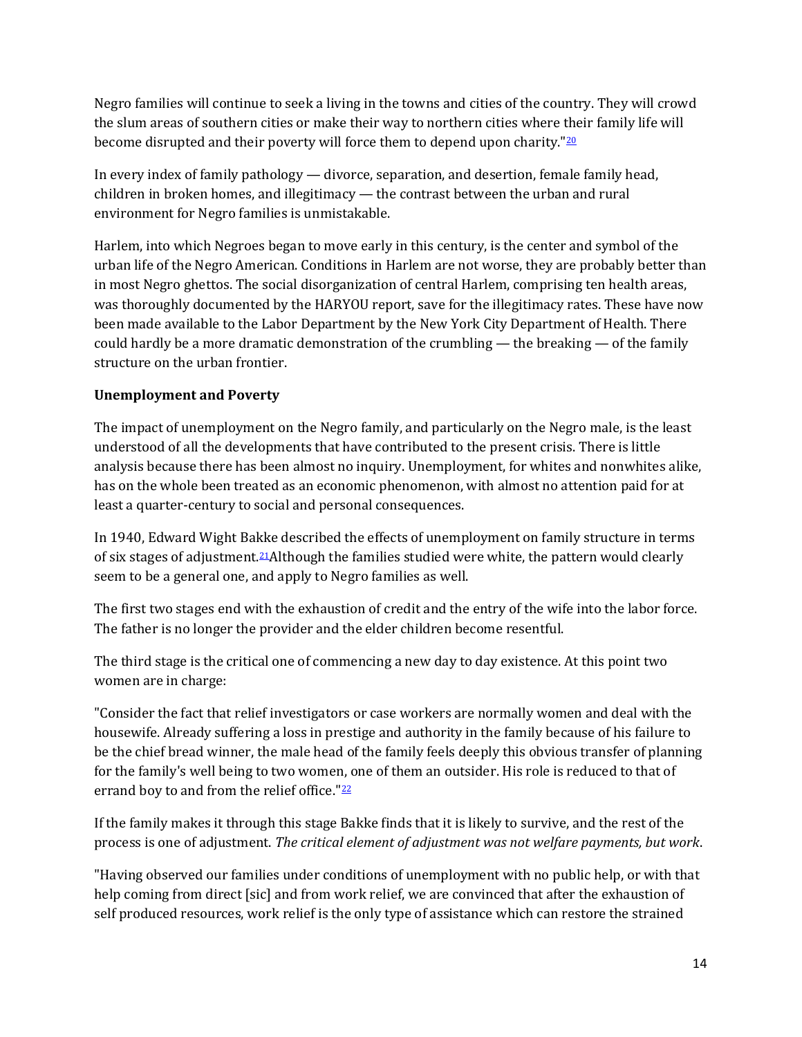Negro families will continue to seek a living in the towns and cities of the country. They will crowd the slum areas of southern cities or make their way to northern cities where their family life will become disrupted and their poverty will force them to depend upon charity."[20]

In every index of family pathology — divorce, separation, and desertion, female family head, children in broken homes, and illegitimacy — the contrast between the urban and rural environment for Negro families is unmistakable.

Harlem, into which Negroes began to move early in this century, is the center and symbol of the urban life of the Negro American. Conditions in Harlem are not worse, they are probably better than in most Negro ghettos. The social disorganization of central Harlem, comprising ten health areas, was thoroughly documented by the HARYOU report, save for the illegitimacy rates. These have now been made available to the Labor Department by the New York City Department of Health. There could hardly be a more dramatic demonstration of the crumbling — the breaking — of the family structure on the urban frontier.

**Unemployment and Poverty**

The impact of unemployment on the Negro family, and particularly on the Negro male, is the least understood of all the developments that have contributed to the present crisis. There is little analysis because there has been almost no inquiry. Unemployment, for whites and nonwhites alike, has on the whole been treated as an economic phenomenon, with almost no attention paid for at least a quarter-century to social and personal consequences.

In 1940, Edward Wight Bakke described the effects of unemployment on family structure in terms of six stages of adjustment.[21] Although the families studied were white, the pattern would clearly seem to be a general one, and apply to Negro families as well.

The first two stages end with the exhaustion of credit and the entry of the wife into the labor force. The father is no longer the provider and the elder children become resentful.

The third stage is the critical one of commencing a new day to day existence. At this point two women are in charge:

"Consider the fact that relief investigators or case workers are normally women and deal with the housewife. Already suffering a loss in prestige and authority in the family because of his failure to be the chief bread winner, the male head of the family feels deeply this obvious transfer of planning for the family's well being to two women, one of them an outsider. His role is reduced to that of errand boy to and from the relief office."[22]

If the family makes it through this stage Bakke finds that it is likely to survive, and the rest of the process is one of adjustment. *The critical element of adjustment was not welfare payments, but work*.

"Having observed our families under conditions of unemployment with no public help, or with that help coming from direct [sic] and from work relief, we are convinced that after the exhaustion of self produced resources, work relief is the only type of assistance which can restore the strained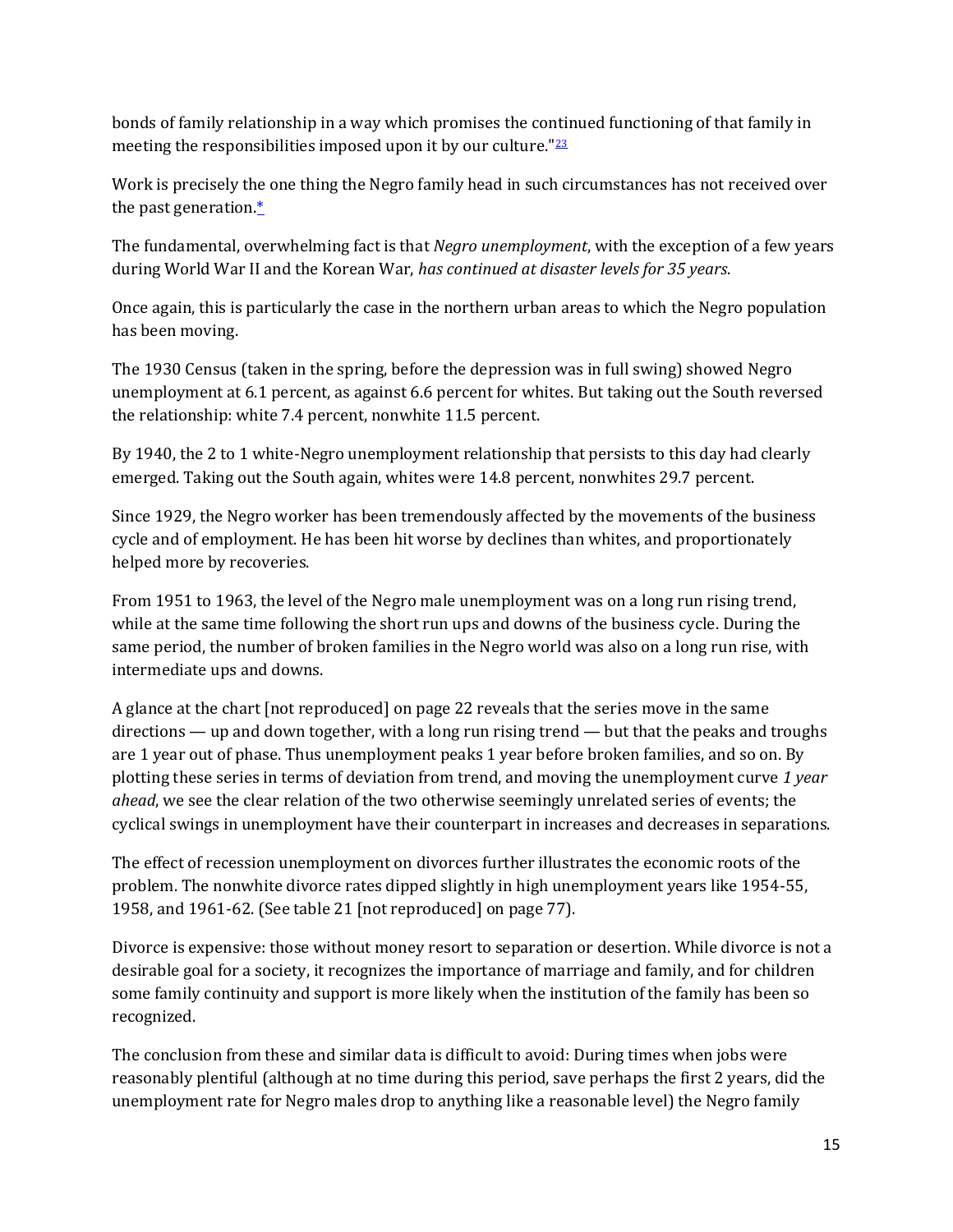bonds of family relationship in a way which promises the continued functioning of that family in meeting the responsibilities imposed upon it by our culture."[23]

Work is precisely the one thing the Negro family head in such circumstances has not received over the past generation.[*]

The fundamental, overwhelming fact is that *Negro unemployment*, with the exception of a few years during World War II and the Korean War, *has continued at disaster levels for 35 years*.

Once again, this is particularly the case in the northern urban areas to which the Negro population has been moving.

The 1930 Census (taken in the spring, before the depression was in full swing) showed Negro unemployment at 6.1 percent, as against 6.6 percent for whites. But taking out the South reversed the relationship: white 7.4 percent, nonwhite 11.5 percent.

By 1940, the 2 to 1 white-Negro unemployment relationship that persists to this day had clearly emerged. Taking out the South again, whites were 14.8 percent, nonwhites 29.7 percent.

Since 1929, the Negro worker has been tremendously affected by the movements of the business cycle and of employment. He has been hit worse by declines than whites, and proportionately helped more by recoveries.

From 1951 to 1963, the level of the Negro male unemployment was on a long run rising trend, while at the same time following the short run ups and downs of the business cycle. During the same period, the number of broken families in the Negro world was also on a long run rise, with intermediate ups and downs.

A glance at the chart [not reproduced] on page 22 reveals that the series move in the same directions — up and down together, with a long run rising trend — but that the peaks and troughs are 1 year out of phase. Thus unemployment peaks 1 year before broken families, and so on. By plotting these series in terms of deviation from trend, and moving the unemployment curve *1 year ahead*, we see the clear relation of the two otherwise seemingly unrelated series of events; the cyclical swings in unemployment have their counterpart in increases and decreases in separations.

The effect of recession unemployment on divorces further illustrates the economic roots of the problem. The nonwhite divorce rates dipped slightly in high unemployment years like 1954-55, 1958, and 1961-62. (See table 21 [not reproduced] on page 77).

Divorce is expensive: those without money resort to separation or desertion. While divorce is not a desirable goal for a society, it recognizes the importance of marriage and family, and for children some family continuity and support is more likely when the institution of the family has been so recognized.

The conclusion from these and similar data is difficult to avoid: During times when jobs were reasonably plentiful (although at no time during this period, save perhaps the first 2 years, did the unemployment rate for Negro males drop to anything like a reasonable level) the Negro family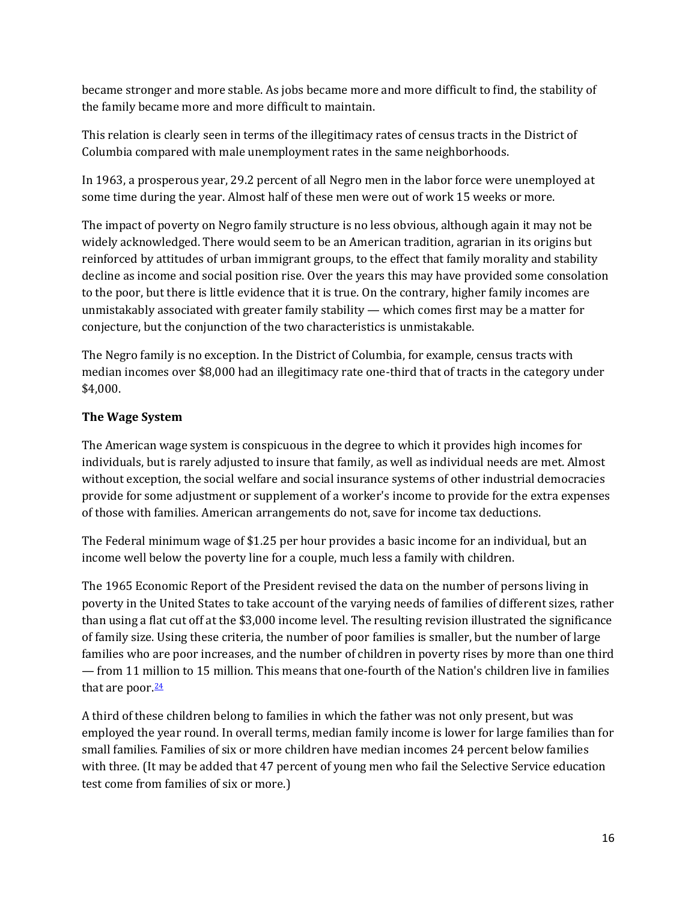became stronger and more stable. As jobs became more and more difficult to find, the stability of the family became more and more difficult to maintain.

This relation is clearly seen in terms of the illegitimacy rates of census tracts in the District of Columbia compared with male unemployment rates in the same neighborhoods.

In 1963, a prosperous year, 29.2 percent of all Negro men in the labor force were unemployed at some time during the year. Almost half of these men were out of work 15 weeks or more.

The impact of poverty on Negro family structure is no less obvious, although again it may not be widely acknowledged. There would seem to be an American tradition, agrarian in its origins but reinforced by attitudes of urban immigrant groups, to the effect that family morality and stability decline as income and social position rise. Over the years this may have provided some consolation to the poor, but there is little evidence that it is true. On the contrary, higher family incomes are unmistakably associated with greater family stability — which comes first may be a matter for conjecture, but the conjunction of the two characteristics is unmistakable.

The Negro family is no exception. In the District of Columbia, for example, census tracts with median incomes over $8,000 had an illegitimacy rate one-third that of tracts in the category under $4,000.

**The Wage System**

The American wage system is conspicuous in the degree to which it provides high incomes for individuals, but is rarely adjusted to insure that family, as well as individual needs are met. Almost without exception, the social welfare and social insurance systems of other industrial democracies provide for some adjustment or supplement of a worker's income to provide for the extra expenses of those with families. American arrangements do not, save for income tax deductions.

The Federal minimum wage of $1.25 per hour provides a basic income for an individual, but an income well below the poverty line for a couple, much less a family with children.

The 1965 Economic Report of the President revised the data on the number of persons living in poverty in the United States to take account of the varying needs of families of different sizes, rather than using a flat cut off at the $3,000 income level. The resulting revision illustrated the significance of family size. Using these criteria, the number of poor families is smaller, but the number of large families who are poor increases, and the number of children in poverty rises by more than one third — from 11 million to 15 million. This means that one-fourth of the Nation's children live in families that are poor.[24]

A third of these children belong to families in which the father was not only present, but was employed the year round. In overall terms, median family income is lower for large families than for small families. Families of six or more children have median incomes 24 percent below families with three. (It may be added that 47 percent of young men who fail the Selective Service education test come from families of six or more.)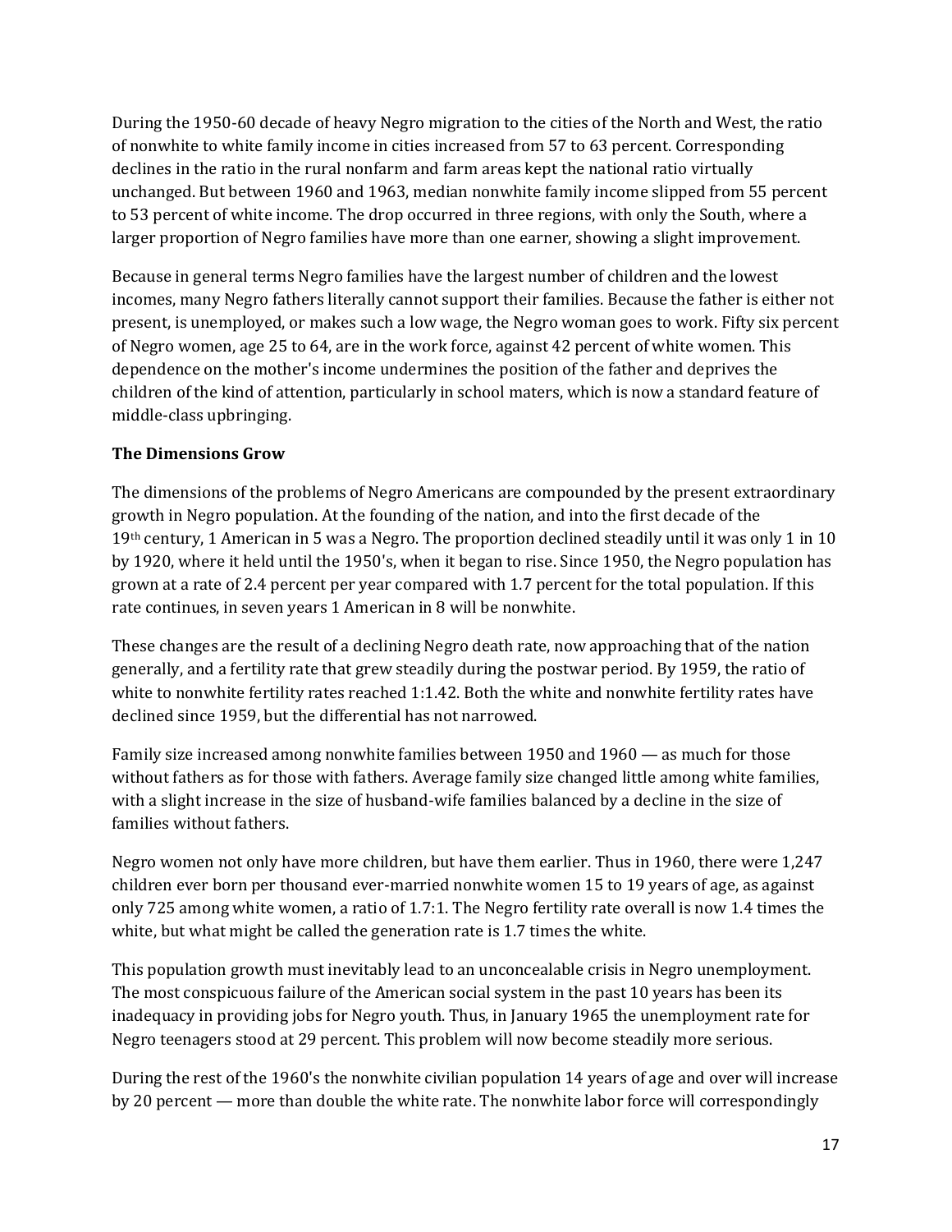During the 1950-60 decade of heavy Negro migration to the cities of the North and West, the ratio of nonwhite to white family income in cities increased from 57 to 63 percent. Corresponding declines in the ratio in the rural nonfarm and farm areas kept the national ratio virtually unchanged. But between 1960 and 1963, median nonwhite family income slipped from 55 percent to 53 percent of white income. The drop occurred in three regions, with only the South, where a larger proportion of Negro families have more than one earner, showing a slight improvement.

Because in general terms Negro families have the largest number of children and the lowest incomes, many Negro fathers literally cannot support their families. Because the father is either not present, is unemployed, or makes such a low wage, the Negro woman goes to work. Fifty six percent of Negro women, age 25 to 64, are in the work force, against 42 percent of white women. This dependence on the mother's income undermines the position of the father and deprives the children of the kind of attention, particularly in school maters, which is now a standard feature of middle-class upbringing.

**The Dimensions Grow**

The dimensions of the problems of Negro Americans are compounded by the present extraordinary growth in Negro population. At the founding of the nation, and into the first decade of the 19th century, 1 American in 5 was a Negro. The proportion declined steadily until it was only 1 in 10 by 1920, where it held until the 1950's, when it began to rise. Since 1950, the Negro population has grown at a rate of 2.4 percent per year compared with 1.7 percent for the total population. If this rate continues, in seven years 1 American in 8 will be nonwhite.

These changes are the result of a declining Negro death rate, now approaching that of the nation generally, and a fertility rate that grew steadily during the postwar period. By 1959, the ratio of white to nonwhite fertility rates reached 1:1.42. Both the white and nonwhite fertility rates have declined since 1959, but the differential has not narrowed.

Family size increased among nonwhite families between 1950 and 1960 — as much for those without fathers as for those with fathers. Average family size changed little among white families, with a slight increase in the size of husband-wife families balanced by a decline in the size of families without fathers.

Negro women not only have more children, but have them earlier. Thus in 1960, there were 1,247 children ever born per thousand ever-married nonwhite women 15 to 19 years of age, as against only 725 among white women, a ratio of 1.7:1. The Negro fertility rate overall is now 1.4 times the white, but what might be called the generation rate is 1.7 times the white.

This population growth must inevitably lead to an unconcealable crisis in Negro unemployment. The most conspicuous failure of the American social system in the past 10 years has been its inadequacy in providing jobs for Negro youth. Thus, in January 1965 the unemployment rate for Negro teenagers stood at 29 percent. This problem will now become steadily more serious.

During the rest of the 1960's the nonwhite civilian population 14 years of age and over will increase by 20 percent — more than double the white rate. The nonwhite labor force will correspondingly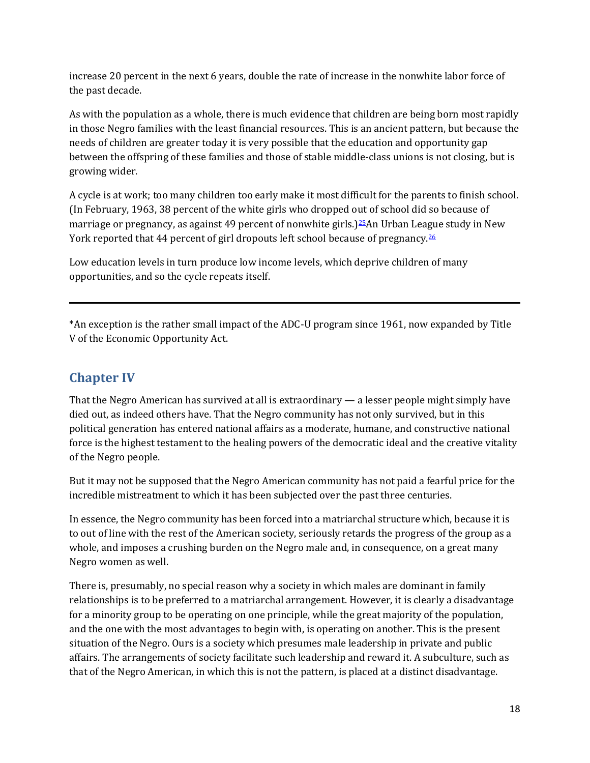increase 20 percent in the next 6 years, double the rate of increase in the nonwhite labor force of the past decade.

As with the population as a whole, there is much evidence that children are being born most rapidly in those Negro families with the least financial resources. This is an ancient pattern, but because the needs of children are greater today it is very possible that the education and opportunity gap between the offspring of these families and those of stable middle-class unions is not closing, but is growing wider.

A cycle is at work; too many children too early make it most difficult for the parents to finish school. (In February, 1963, 38 percent of the white girls who dropped out of school did so because of marriage or pregnancy, as against 49 percent of nonwhite girls.)[25]An Urban League study in New York reported that 44 percent of girl dropouts left school because of pregnancy.[26]

Low education levels in turn produce low income levels, which deprive children of many opportunities, and so the cycle repeats itself.

---

*An exception is the rather small impact of the ADC-U program since 1961, now expanded by Title V of the Economic Opportunity Act.

## Chapter IV

That the Negro American has survived at all is extraordinary — a lesser people might simply have died out, as indeed others have. That the Negro community has not only survived, but in this political generation has entered national affairs as a moderate, humane, and constructive national force is the highest testament to the healing powers of the democratic ideal and the creative vitality of the Negro people.

But it may not be supposed that the Negro American community has not paid a fearful price for the incredible mistreatment to which it has been subjected over the past three centuries.

In essence, the Negro community has been forced into a matriarchal structure which, because it is to out of line with the rest of the American society, seriously retards the progress of the group as a whole, and imposes a crushing burden on the Negro male and, in consequence, on a great many Negro women as well.

There is, presumably, no special reason why a society in which males are dominant in family relationships is to be preferred to a matriarchal arrangement. However, it is clearly a disadvantage for a minority group to be operating on one principle, while the great majority of the population, and the one with the most advantages to begin with, is operating on another. This is the present situation of the Negro. Ours is a society which presumes male leadership in private and public affairs. The arrangements of society facilitate such leadership and reward it. A subculture, such as that of the Negro American, in which this is not the pattern, is placed at a distinct disadvantage.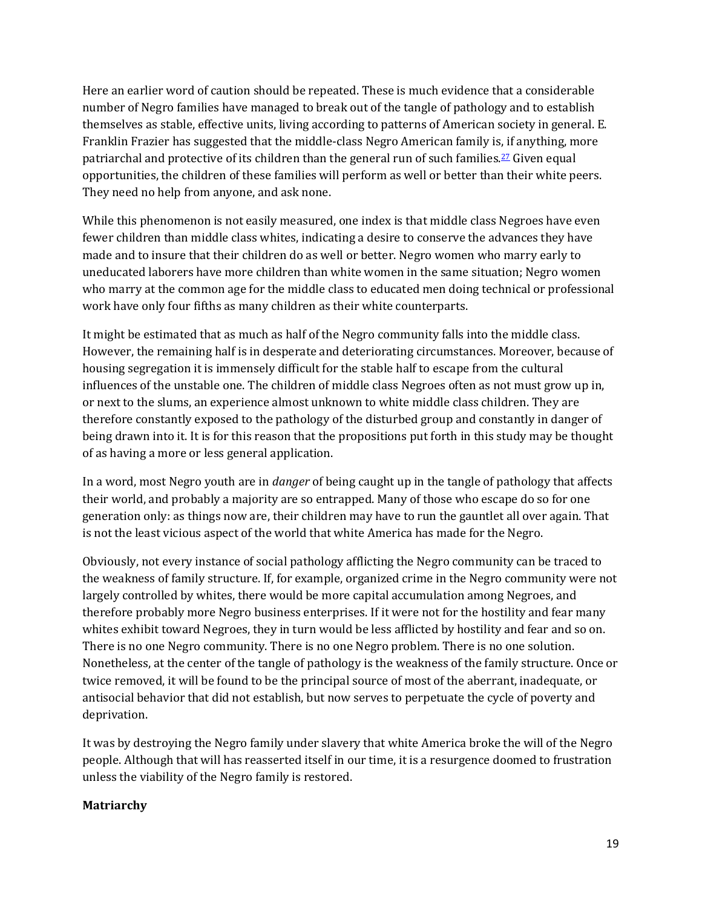Here an earlier word of caution should be repeated. These is much evidence that a considerable number of Negro families have managed to break out of the tangle of pathology and to establish themselves as stable, effective units, living according to patterns of American society in general. E. Franklin Frazier has suggested that the middle-class Negro American family is, if anything, more patriarchal and protective of its children than the general run of such families.[27] Given equal opportunities, the children of these families will perform as well or better than their white peers. They need no help from anyone, and ask none.

While this phenomenon is not easily measured, one index is that middle class Negroes have even fewer children than middle class whites, indicating a desire to conserve the advances they have made and to insure that their children do as well or better. Negro women who marry early to uneducated laborers have more children than white women in the same situation; Negro women who marry at the common age for the middle class to educated men doing technical or professional work have only four fifths as many children as their white counterparts.

It might be estimated that as much as half of the Negro community falls into the middle class. However, the remaining half is in desperate and deteriorating circumstances. Moreover, because of housing segregation it is immensely difficult for the stable half to escape from the cultural influences of the unstable one. The children of middle class Negroes often as not must grow up in, or next to the slums, an experience almost unknown to white middle class children. They are therefore constantly exposed to the pathology of the disturbed group and constantly in danger of being drawn into it. It is for this reason that the propositions put forth in this study may be thought of as having a more or less general application.

In a word, most Negro youth are in *danger* of being caught up in the tangle of pathology that affects their world, and probably a majority are so entrapped. Many of those who escape do so for one generation only: as things now are, their children may have to run the gauntlet all over again. That is not the least vicious aspect of the world that white America has made for the Negro.

Obviously, not every instance of social pathology afflicting the Negro community can be traced to the weakness of family structure. If, for example, organized crime in the Negro community were not largely controlled by whites, there would be more capital accumulation among Negroes, and therefore probably more Negro business enterprises. If it were not for the hostility and fear many whites exhibit toward Negroes, they in turn would be less afflicted by hostility and fear and so on. There is no one Negro community. There is no one Negro problem. There is no one solution. Nonetheless, at the center of the tangle of pathology is the weakness of the family structure. Once or twice removed, it will be found to be the principal source of most of the aberrant, inadequate, or antisocial behavior that did not establish, but now serves to perpetuate the cycle of poverty and deprivation.

It was by destroying the Negro family under slavery that white America broke the will of the Negro people. Although that will has reasserted itself in our time, it is a resurgence doomed to frustration unless the viability of the Negro family is restored.

**Matriarchy**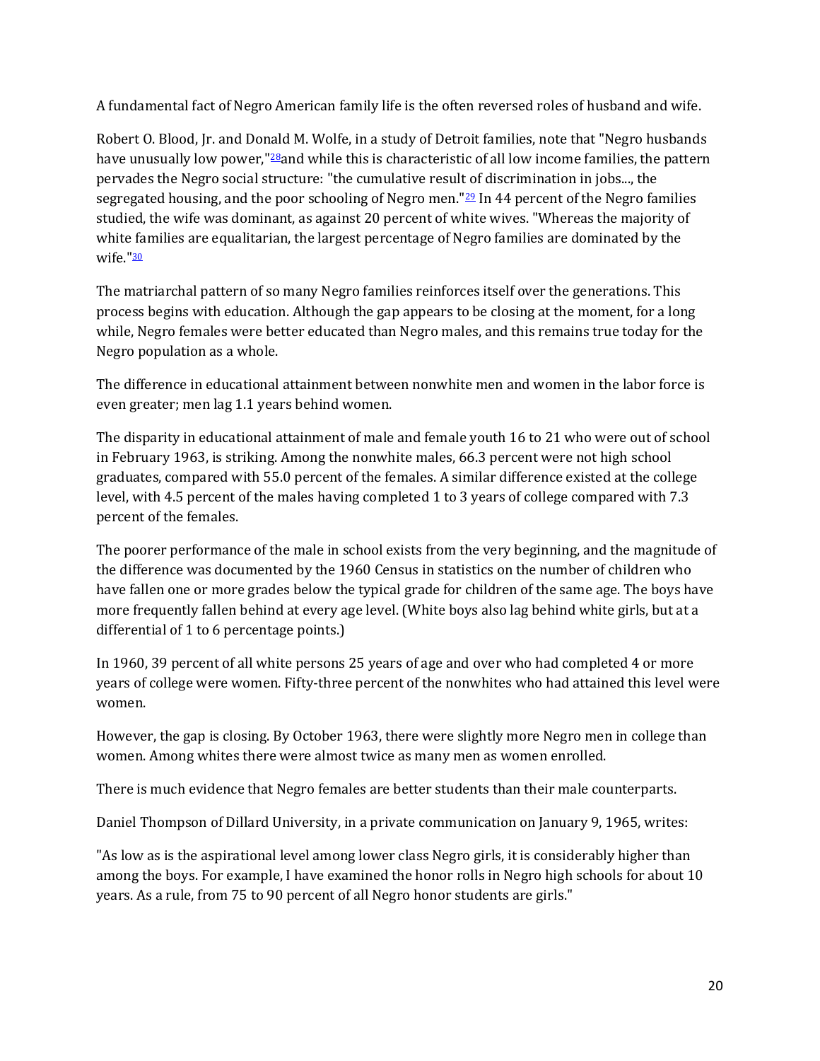A fundamental fact of Negro American family life is the often reversed roles of husband and wife.

Robert O. Blood, Jr. and Donald M. Wolfe, in a study of Detroit families, note that "Negro husbands have unusually low power,"[28] and while this is characteristic of all low income families, the pattern pervades the Negro social structure: "the cumulative result of discrimination in jobs..., the segregated housing, and the poor schooling of Negro men."[29] In 44 percent of the Negro families studied, the wife was dominant, as against 20 percent of white wives. "Whereas the majority of white families are equalitarian, the largest percentage of Negro families are dominated by the wife."[30]

The matriarchal pattern of so many Negro families reinforces itself over the generations. This process begins with education. Although the gap appears to be closing at the moment, for a long while, Negro females were better educated than Negro males, and this remains true today for the Negro population as a whole.

The difference in educational attainment between nonwhite men and women in the labor force is even greater; men lag 1.1 years behind women.

The disparity in educational attainment of male and female youth 16 to 21 who were out of school in February 1963, is striking. Among the nonwhite males, 66.3 percent were not high school graduates, compared with 55.0 percent of the females. A similar difference existed at the college level, with 4.5 percent of the males having completed 1 to 3 years of college compared with 7.3 percent of the females.

The poorer performance of the male in school exists from the very beginning, and the magnitude of the difference was documented by the 1960 Census in statistics on the number of children who have fallen one or more grades below the typical grade for children of the same age. The boys have more frequently fallen behind at every age level. (White boys also lag behind white girls, but at a differential of 1 to 6 percentage points.)

In 1960, 39 percent of all white persons 25 years of age and over who had completed 4 or more years of college were women. Fifty-three percent of the nonwhites who had attained this level were women.

However, the gap is closing. By October 1963, there were slightly more Negro men in college than women. Among whites there were almost twice as many men as women enrolled.

There is much evidence that Negro females are better students than their male counterparts.

Daniel Thompson of Dillard University, in a private communication on January 9, 1965, writes:

"As low as is the aspirational level among lower class Negro girls, it is considerably higher than among the boys. For example, I have examined the honor rolls in Negro high schools for about 10 years. As a rule, from 75 to 90 percent of all Negro honor students are girls."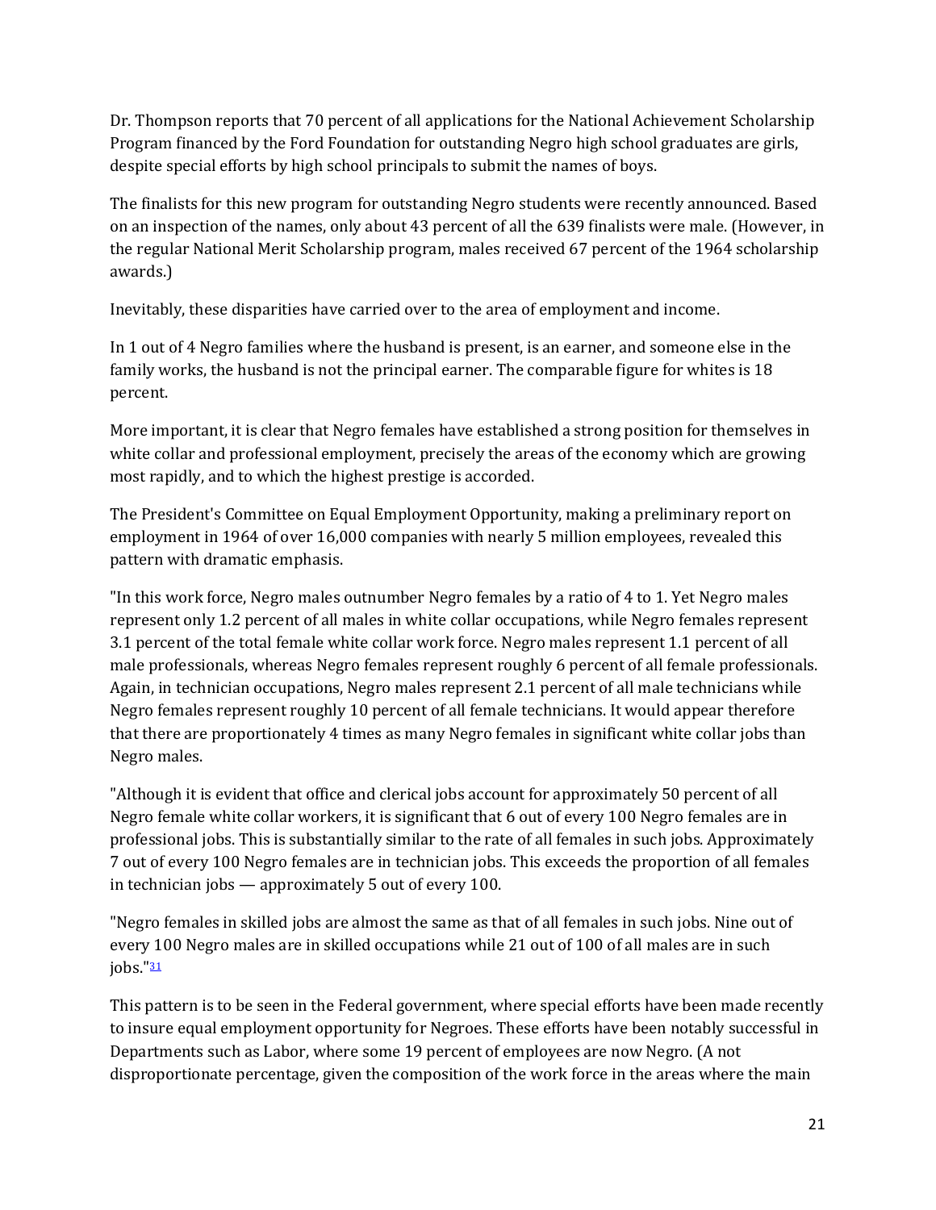Dr. Thompson reports that 70 percent of all applications for the National Achievement Scholarship Program financed by the Ford Foundation for outstanding Negro high school graduates are girls, despite special efforts by high school principals to submit the names of boys.

The finalists for this new program for outstanding Negro students were recently announced. Based on an inspection of the names, only about 43 percent of all the 639 finalists were male. (However, in the regular National Merit Scholarship program, males received 67 percent of the 1964 scholarship awards.)

Inevitably, these disparities have carried over to the area of employment and income.

In 1 out of 4 Negro families where the husband is present, is an earner, and someone else in the family works, the husband is not the principal earner. The comparable figure for whites is 18 percent.

More important, it is clear that Negro females have established a strong position for themselves in white collar and professional employment, precisely the areas of the economy which are growing most rapidly, and to which the highest prestige is accorded.

The President's Committee on Equal Employment Opportunity, making a preliminary report on employment in 1964 of over 16,000 companies with nearly 5 million employees, revealed this pattern with dramatic emphasis.

"In this work force, Negro males outnumber Negro females by a ratio of 4 to 1. Yet Negro males represent only 1.2 percent of all males in white collar occupations, while Negro females represent 3.1 percent of the total female white collar work force. Negro males represent 1.1 percent of all male professionals, whereas Negro females represent roughly 6 percent of all female professionals. Again, in technician occupations, Negro males represent 2.1 percent of all male technicians while Negro females represent roughly 10 percent of all female technicians. It would appear therefore that there are proportionately 4 times as many Negro females in significant white collar jobs than Negro males.

"Although it is evident that office and clerical jobs account for approximately 50 percent of all Negro female white collar workers, it is significant that 6 out of every 100 Negro females are in professional jobs. This is substantially similar to the rate of all females in such jobs. Approximately 7 out of every 100 Negro females are in technician jobs. This exceeds the proportion of all females in technician jobs — approximately 5 out of every 100.

"Negro females in skilled jobs are almost the same as that of all females in such jobs. Nine out of every 100 Negro males are in skilled occupations while 21 out of 100 of all males are in such jobs."[31]

This pattern is to be seen in the Federal government, where special efforts have been made recently to insure equal employment opportunity for Negroes. These efforts have been notably successful in Departments such as Labor, where some 19 percent of employees are now Negro. (A not disproportionate percentage, given the composition of the work force in the areas where the main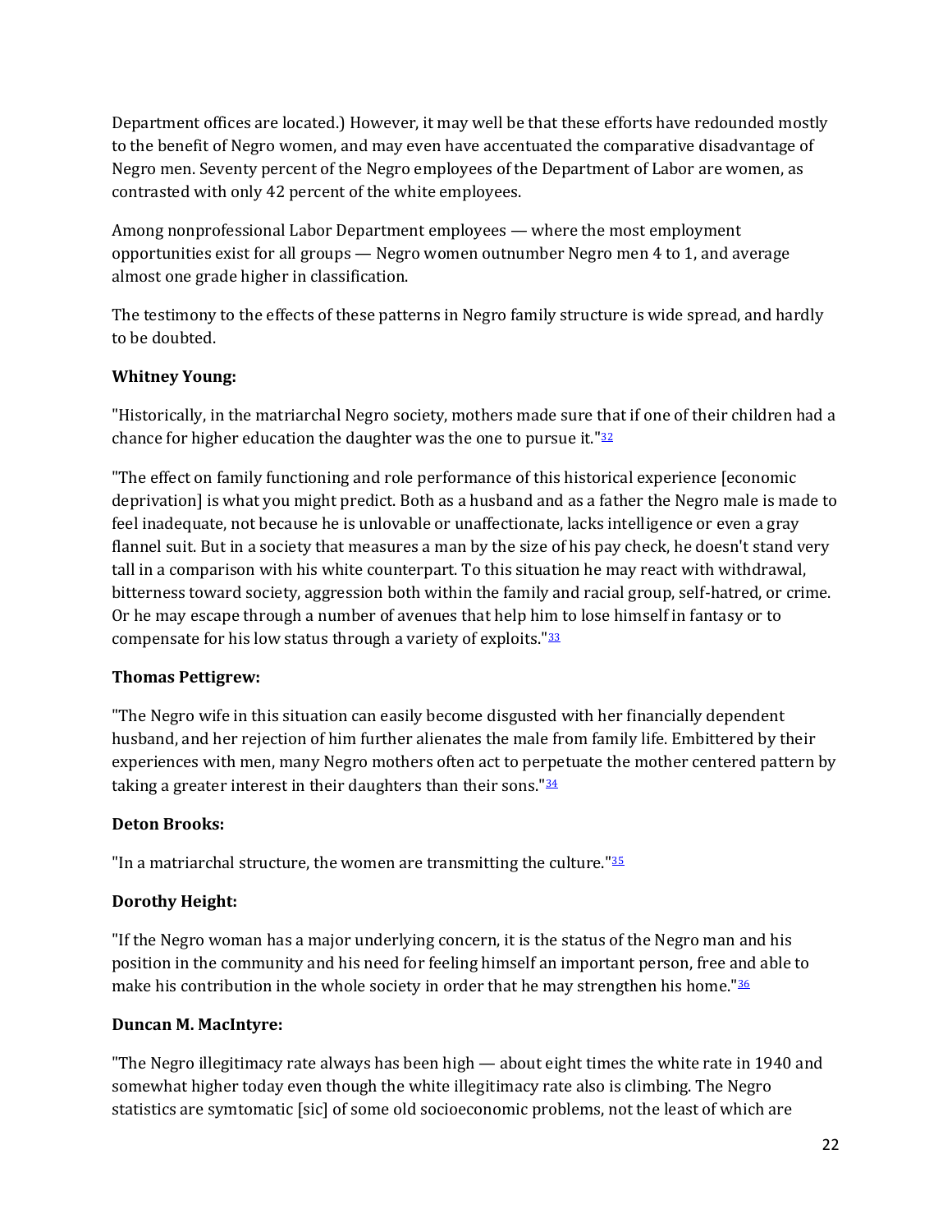Department offices are located.) However, it may well be that these efforts have redounded mostly to the benefit of Negro women, and may even have accentuated the comparative disadvantage of Negro men. Seventy percent of the Negro employees of the Department of Labor are women, as contrasted with only 42 percent of the white employees.

Among nonprofessional Labor Department employees — where the most employment opportunities exist for all groups — Negro women outnumber Negro men 4 to 1, and average almost one grade higher in classification.

The testimony to the effects of these patterns in Negro family structure is wide spread, and hardly to be doubted.

**Whitney Young:**

"Historically, in the matriarchal Negro society, mothers made sure that if one of their children had a chance for higher education the daughter was the one to pursue it."[32]

"The effect on family functioning and role performance of this historical experience [economic deprivation] is what you might predict. Both as a husband and as a father the Negro male is made to feel inadequate, not because he is unlovable or unaffectionate, lacks intelligence or even a gray flannel suit. But in a society that measures a man by the size of his pay check, he doesn't stand very tall in a comparison with his white counterpart. To this situation he may react with withdrawal, bitterness toward society, aggression both within the family and racial group, self-hatred, or crime. Or he may escape through a number of avenues that help him to lose himself in fantasy or to compensate for his low status through a variety of exploits."[33]

**Thomas Pettigrew:**

"The Negro wife in this situation can easily become disgusted with her financially dependent husband, and her rejection of him further alienates the male from family life. Embittered by their experiences with men, many Negro mothers often act to perpetuate the mother centered pattern by taking a greater interest in their daughters than their sons."[34]

**Deton Brooks:**

"In a matriarchal structure, the women are transmitting the culture."[35]

**Dorothy Height:**

"If the Negro woman has a major underlying concern, it is the status of the Negro man and his position in the community and his need for feeling himself an important person, free and able to make his contribution in the whole society in order that he may strengthen his home."[36]

**Duncan M. MacIntyre:**

"The Negro illegitimacy rate always has been high — about eight times the white rate in 1940 and somewhat higher today even though the white illegitimacy rate also is climbing. The Negro statistics are symtomatic [sic] of some old socioeconomic problems, not the least of which are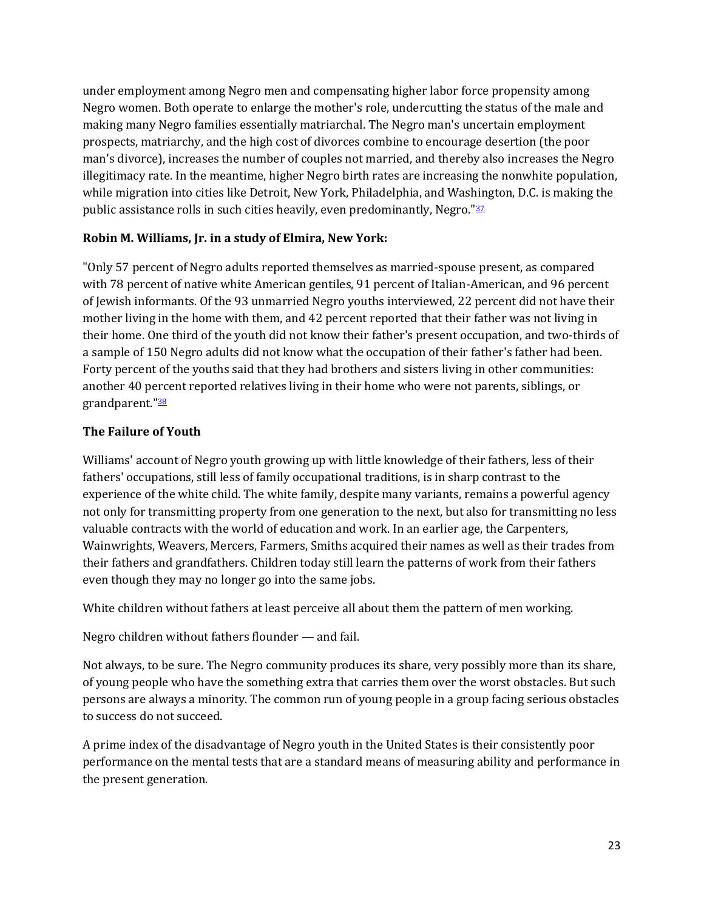under employment among Negro men and compensating higher labor force propensity among Negro women. Both operate to enlarge the mother's role, undercutting the status of the male and making many Negro families essentially matriarchal. The Negro man's uncertain employment prospects, matriarchy, and the high cost of divorces combine to encourage desertion (the poor man's divorce), increases the number of couples not married, and thereby also increases the Negro illegitimacy rate. In the meantime, higher Negro birth rates are increasing the nonwhite population, while migration into cities like Detroit, New York, Philadelphia, and Washington, D.C. is making the public assistance rolls in such cities heavily, even predominantly, Negro."[37]

**Robin M. Williams, Jr. in a study of Elmira, New York:**

"Only 57 percent of Negro adults reported themselves as married-spouse present, as compared with 78 percent of native white American gentiles, 91 percent of Italian-American, and 96 percent of Jewish informants. Of the 93 unmarried Negro youths interviewed, 22 percent did not have their mother living in the home with them, and 42 percent reported that their father was not living in their home. One third of the youth did not know their father's present occupation, and two-thirds of a sample of 150 Negro adults did not know what the occupation of their father's father had been. Forty percent of the youths said that they had brothers and sisters living in other communities: another 40 percent reported relatives living in their home who were not parents, siblings, or grandparent."[38]

**The Failure of Youth**

Williams' account of Negro youth growing up with little knowledge of their fathers, less of their fathers' occupations, still less of family occupational traditions, is in sharp contrast to the experience of the white child. The white family, despite many variants, remains a powerful agency not only for transmitting property from one generation to the next, but also for transmitting no less valuable contracts with the world of education and work. In an earlier age, the Carpenters, Wainwrights, Weavers, Mercers, Farmers, Smiths acquired their names as well as their trades from their fathers and grandfathers. Children today still learn the patterns of work from their fathers even though they may no longer go into the same jobs.

White children without fathers at least perceive all about them the pattern of men working.

Negro children without fathers flounder — and fail.

Not always, to be sure. The Negro community produces its share, very possibly more than its share, of young people who have the something extra that carries them over the worst obstacles. But such persons are always a minority. The common run of young people in a group facing serious obstacles to success do not succeed.

A prime index of the disadvantage of Negro youth in the United States is their consistently poor performance on the mental tests that are a standard means of measuring ability and performance in the present generation.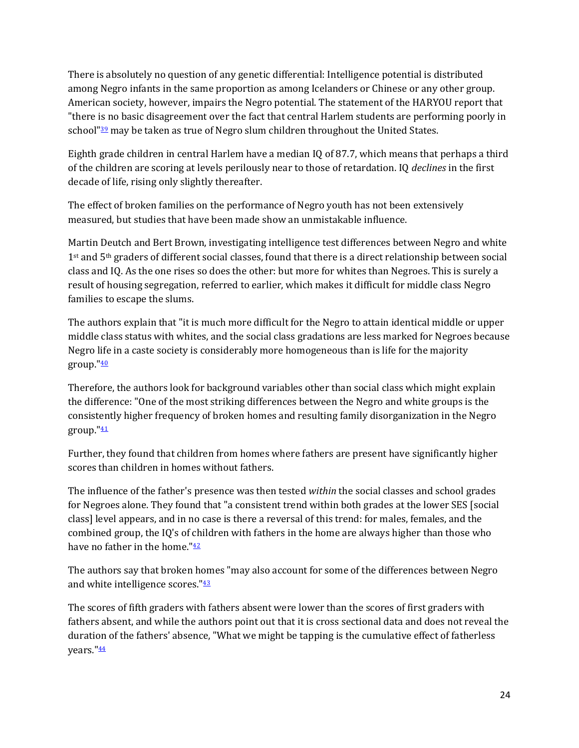There is absolutely no question of any genetic differential: Intelligence potential is distributed among Negro infants in the same proportion as among Icelanders or Chinese or any other group. American society, however, impairs the Negro potential. The statement of the HARYOU report that "there is no basic disagreement over the fact that central Harlem students are performing poorly in school"[39] may be taken as true of Negro slum children throughout the United States.

Eighth grade children in central Harlem have a median IQ of 87.7, which means that perhaps a third of the children are scoring at levels perilously near to those of retardation. IQ *declines* in the first decade of life, rising only slightly thereafter.

The effect of broken families on the performance of Negro youth has not been extensively measured, but studies that have been made show an unmistakable influence.

Martin Deutch and Bert Brown, investigating intelligence test differences between Negro and white 1st and 5th graders of different social classes, found that there is a direct relationship between social class and IQ. As the one rises so does the other: but more for whites than Negroes. This is surely a result of housing segregation, referred to earlier, which makes it difficult for middle class Negro families to escape the slums.

The authors explain that "it is much more difficult for the Negro to attain identical middle or upper middle class status with whites, and the social class gradations are less marked for Negroes because Negro life in a caste society is considerably more homogeneous than is life for the majority group."[40]

Therefore, the authors look for background variables other than social class which might explain the difference: "One of the most striking differences between the Negro and white groups is the consistently higher frequency of broken homes and resulting family disorganization in the Negro group."[41]

Further, they found that children from homes where fathers are present have significantly higher scores than children in homes without fathers.

The influence of the father's presence was then tested *within* the social classes and school grades for Negroes alone. They found that "a consistent trend within both grades at the lower SES [social class] level appears, and in no case is there a reversal of this trend: for males, females, and the combined group, the IQ's of children with fathers in the home are always higher than those who have no father in the home."[42]

The authors say that broken homes "may also account for some of the differences between Negro and white intelligence scores."[43]

The scores of fifth graders with fathers absent were lower than the scores of first graders with fathers absent, and while the authors point out that it is cross sectional data and does not reveal the duration of the fathers' absence, "What we might be tapping is the cumulative effect of fatherless years."[44]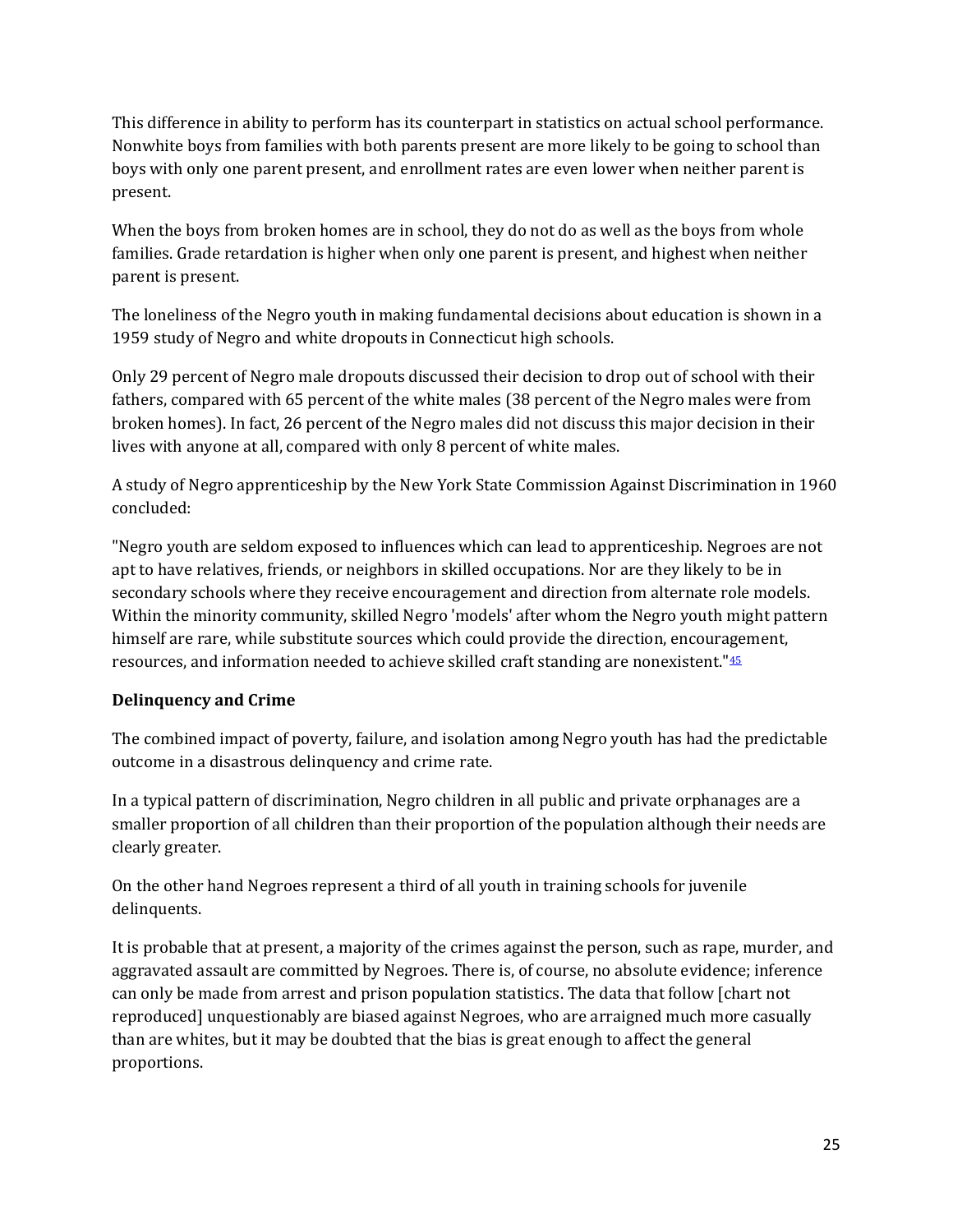This difference in ability to perform has its counterpart in statistics on actual school performance. Nonwhite boys from families with both parents present are more likely to be going to school than boys with only one parent present, and enrollment rates are even lower when neither parent is present.

When the boys from broken homes are in school, they do not do as well as the boys from whole families. Grade retardation is higher when only one parent is present, and highest when neither parent is present.

The loneliness of the Negro youth in making fundamental decisions about education is shown in a 1959 study of Negro and white dropouts in Connecticut high schools.

Only 29 percent of Negro male dropouts discussed their decision to drop out of school with their fathers, compared with 65 percent of the white males (38 percent of the Negro males were from broken homes). In fact, 26 percent of the Negro males did not discuss this major decision in their lives with anyone at all, compared with only 8 percent of white males.

A study of Negro apprenticeship by the New York State Commission Against Discrimination in 1960 concluded:

"Negro youth are seldom exposed to influences which can lead to apprenticeship. Negroes are not apt to have relatives, friends, or neighbors in skilled occupations. Nor are they likely to be in secondary schools where they receive encouragement and direction from alternate role models. Within the minority community, skilled Negro 'models' after whom the Negro youth might pattern himself are rare, while substitute sources which could provide the direction, encouragement, resources, and information needed to achieve skilled craft standing are nonexistent."[45]

### Delinquency and Crime

The combined impact of poverty, failure, and isolation among Negro youth has had the predictable outcome in a disastrous delinquency and crime rate.

In a typical pattern of discrimination, Negro children in all public and private orphanages are a smaller proportion of all children than their proportion of the population although their needs are clearly greater.

On the other hand Negroes represent a third of all youth in training schools for juvenile delinquents.

It is probable that at present, a majority of the crimes against the person, such as rape, murder, and aggravated assault are committed by Negroes. There is, of course, no absolute evidence; inference can only be made from arrest and prison population statistics. The data that follow [chart not reproduced] unquestionably are biased against Negroes, who are arraigned much more casually than are whites, but it may be doubted that the bias is great enough to affect the general proportions.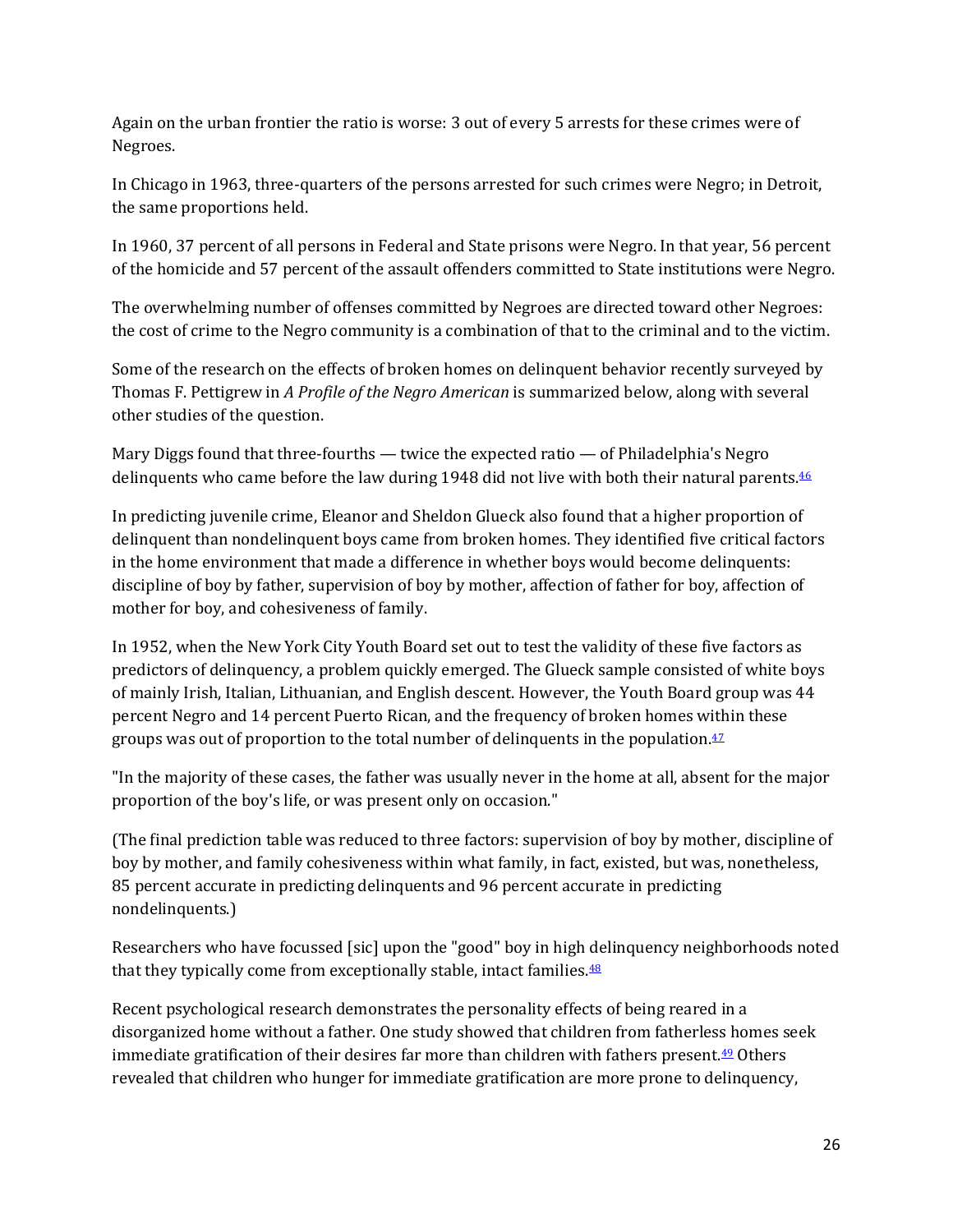Again on the urban frontier the ratio is worse: 3 out of every 5 arrests for these crimes were of Negroes.

In Chicago in 1963, three-quarters of the persons arrested for such crimes were Negro; in Detroit, the same proportions held.

In 1960, 37 percent of all persons in Federal and State prisons were Negro. In that year, 56 percent of the homicide and 57 percent of the assault offenders committed to State institutions were Negro.

The overwhelming number of offenses committed by Negroes are directed toward other Negroes: the cost of crime to the Negro community is a combination of that to the criminal and to the victim.

Some of the research on the effects of broken homes on delinquent behavior recently surveyed by Thomas F. Pettigrew in *A Profile of the Negro American* is summarized below, along with several other studies of the question.

Mary Diggs found that three-fourths — twice the expected ratio — of Philadelphia's Negro delinquents who came before the law during 1948 did not live with both their natural parents.[46]

In predicting juvenile crime, Eleanor and Sheldon Glueck also found that a higher proportion of delinquent than nondelinquent boys came from broken homes. They identified five critical factors in the home environment that made a difference in whether boys would become delinquents: discipline of boy by father, supervision of boy by mother, affection of father for boy, affection of mother for boy, and cohesiveness of family.

In 1952, when the New York City Youth Board set out to test the validity of these five factors as predictors of delinquency, a problem quickly emerged. The Glueck sample consisted of white boys of mainly Irish, Italian, Lithuanian, and English descent. However, the Youth Board group was 44 percent Negro and 14 percent Puerto Rican, and the frequency of broken homes within these groups was out of proportion to the total number of delinquents in the population.[47]

"In the majority of these cases, the father was usually never in the home at all, absent for the major proportion of the boy's life, or was present only on occasion."

(The final prediction table was reduced to three factors: supervision of boy by mother, discipline of boy by mother, and family cohesiveness within what family, in fact, existed, but was, nonetheless, 85 percent accurate in predicting delinquents and 96 percent accurate in predicting nondelinquents.)

Researchers who have focussed [sic] upon the "good" boy in high delinquency neighborhoods noted that they typically come from exceptionally stable, intact families.[48]

Recent psychological research demonstrates the personality effects of being reared in a disorganized home without a father. One study showed that children from fatherless homes seek immediate gratification of their desires far more than children with fathers present.[49] Others revealed that children who hunger for immediate gratification are more prone to delinquency,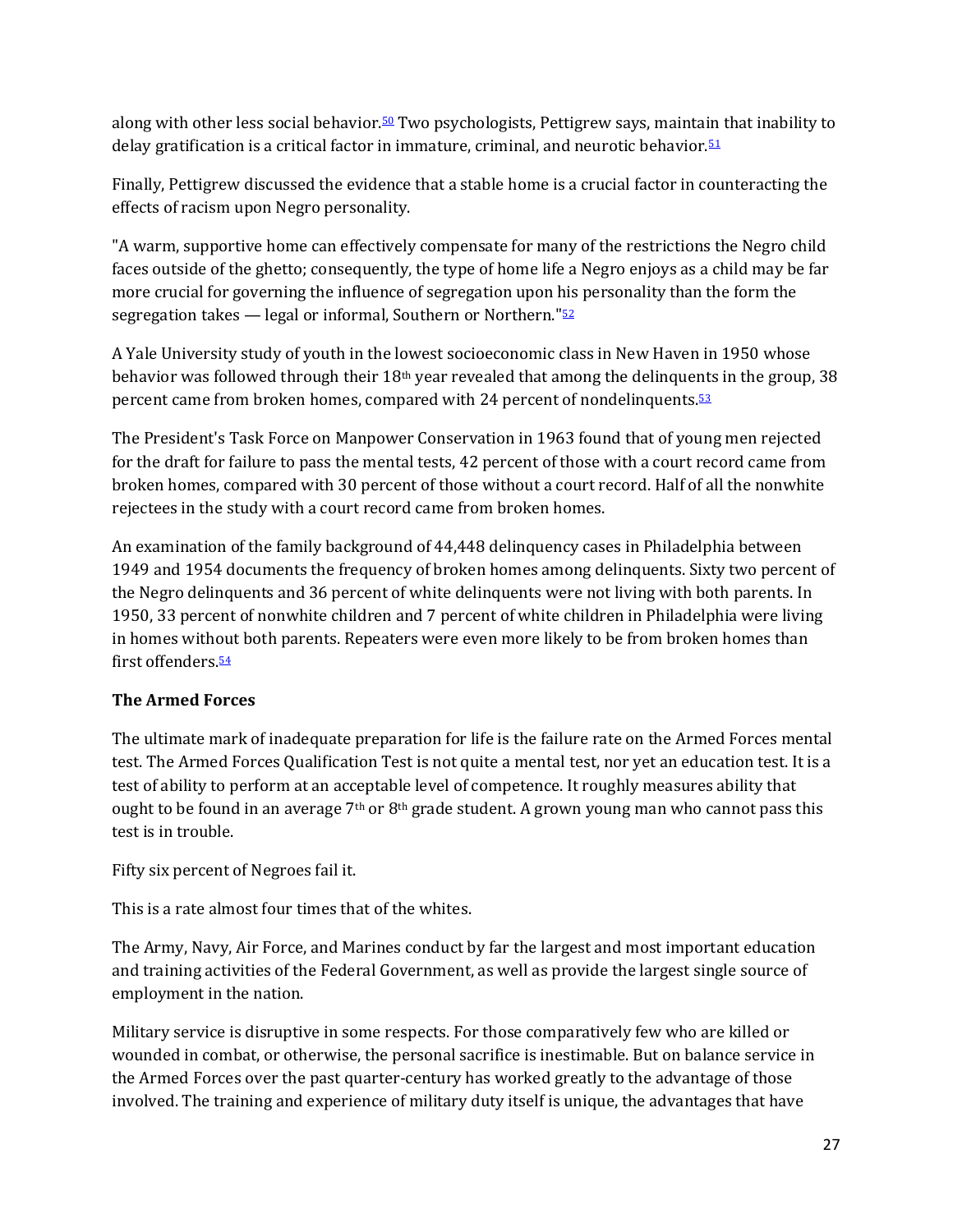along with other less social behavior.[50] Two psychologists, Pettigrew says, maintain that inability to delay gratification is a critical factor in immature, criminal, and neurotic behavior.[51]

Finally, Pettigrew discussed the evidence that a stable home is a crucial factor in counteracting the effects of racism upon Negro personality.

"A warm, supportive home can effectively compensate for many of the restrictions the Negro child faces outside of the ghetto; consequently, the type of home life a Negro enjoys as a child may be far more crucial for governing the influence of segregation upon his personality than the form the segregation takes — legal or informal, Southern or Northern."[52]

A Yale University study of youth in the lowest socioeconomic class in New Haven in 1950 whose behavior was followed through their 18th year revealed that among the delinquents in the group, 38 percent came from broken homes, compared with 24 percent of nondelinquents.[53]

The President's Task Force on Manpower Conservation in 1963 found that of young men rejected for the draft for failure to pass the mental tests, 42 percent of those with a court record came from broken homes, compared with 30 percent of those without a court record. Half of all the nonwhite rejectees in the study with a court record came from broken homes.

An examination of the family background of 44,448 delinquency cases in Philadelphia between 1949 and 1954 documents the frequency of broken homes among delinquents. Sixty two percent of the Negro delinquents and 36 percent of white delinquents were not living with both parents. In 1950, 33 percent of nonwhite children and 7 percent of white children in Philadelphia were living in homes without both parents. Repeaters were even more likely to be from broken homes than first offenders.[54]

**The Armed Forces**

The ultimate mark of inadequate preparation for life is the failure rate on the Armed Forces mental test. The Armed Forces Qualification Test is not quite a mental test, nor yet an education test. It is a test of ability to perform at an acceptable level of competence. It roughly measures ability that ought to be found in an average 7th or 8th grade student. A grown young man who cannot pass this test is in trouble.

Fifty six percent of Negroes fail it.

This is a rate almost four times that of the whites.

The Army, Navy, Air Force, and Marines conduct by far the largest and most important education and training activities of the Federal Government, as well as provide the largest single source of employment in the nation.

Military service is disruptive in some respects. For those comparatively few who are killed or wounded in combat, or otherwise, the personal sacrifice is inestimable. But on balance service in the Armed Forces over the past quarter-century has worked greatly to the advantage of those involved. The training and experience of military duty itself is unique, the advantages that have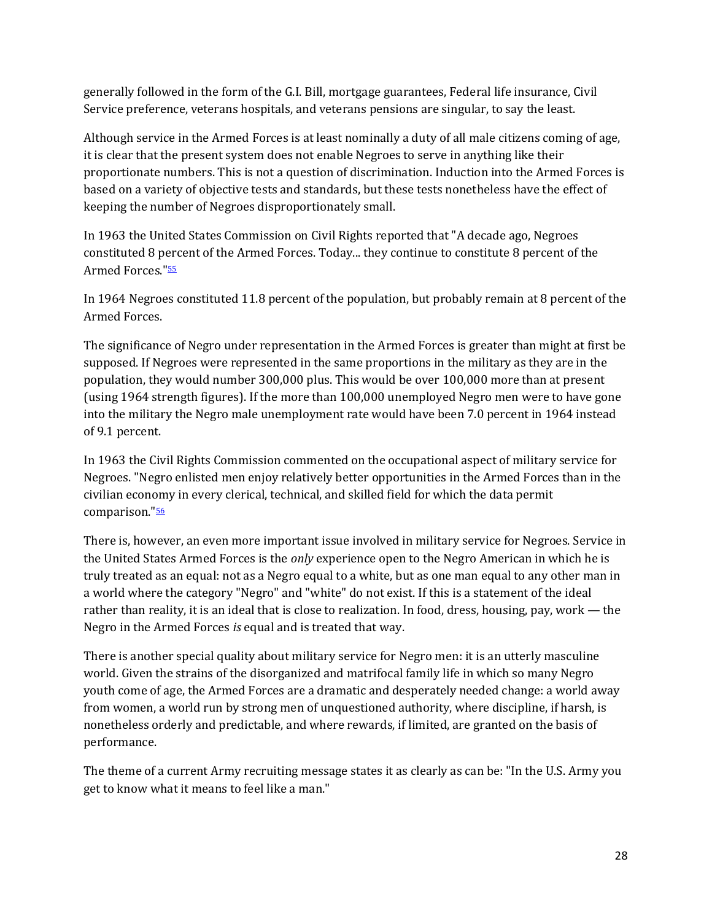generally followed in the form of the G.I. Bill, mortgage guarantees, Federal life insurance, Civil Service preference, veterans hospitals, and veterans pensions are singular, to say the least.

Although service in the Armed Forces is at least nominally a duty of all male citizens coming of age, it is clear that the present system does not enable Negroes to serve in anything like their proportionate numbers. This is not a question of discrimination. Induction into the Armed Forces is based on a variety of objective tests and standards, but these tests nonetheless have the effect of keeping the number of Negroes disproportionately small.

In 1963 the United States Commission on Civil Rights reported that "A decade ago, Negroes constituted 8 percent of the Armed Forces. Today... they continue to constitute 8 percent of the Armed Forces."[55]

In 1964 Negroes constituted 11.8 percent of the population, but probably remain at 8 percent of the Armed Forces.

The significance of Negro under representation in the Armed Forces is greater than might at first be supposed. If Negroes were represented in the same proportions in the military as they are in the population, they would number 300,000 plus. This would be over 100,000 more than at present (using 1964 strength figures). If the more than 100,000 unemployed Negro men were to have gone into the military the Negro male unemployment rate would have been 7.0 percent in 1964 instead of 9.1 percent.

In 1963 the Civil Rights Commission commented on the occupational aspect of military service for Negroes. "Negro enlisted men enjoy relatively better opportunities in the Armed Forces than in the civilian economy in every clerical, technical, and skilled field for which the data permit comparison."[56]

There is, however, an even more important issue involved in military service for Negroes. Service in the United States Armed Forces is the *only* experience open to the Negro American in which he is truly treated as an equal: not as a Negro equal to a white, but as one man equal to any other man in a world where the category "Negro" and "white" do not exist. If this is a statement of the ideal rather than reality, it is an ideal that is close to realization. In food, dress, housing, pay, work — the Negro in the Armed Forces *is* equal and is treated that way.

There is another special quality about military service for Negro men: it is an utterly masculine world. Given the strains of the disorganized and matrifocal family life in which so many Negro youth come of age, the Armed Forces are a dramatic and desperately needed change: a world away from women, a world run by strong men of unquestioned authority, where discipline, if harsh, is nonetheless orderly and predictable, and where rewards, if limited, are granted on the basis of performance.

The theme of a current Army recruiting message states it as clearly as can be: "In the U.S. Army you get to know what it means to feel like a man."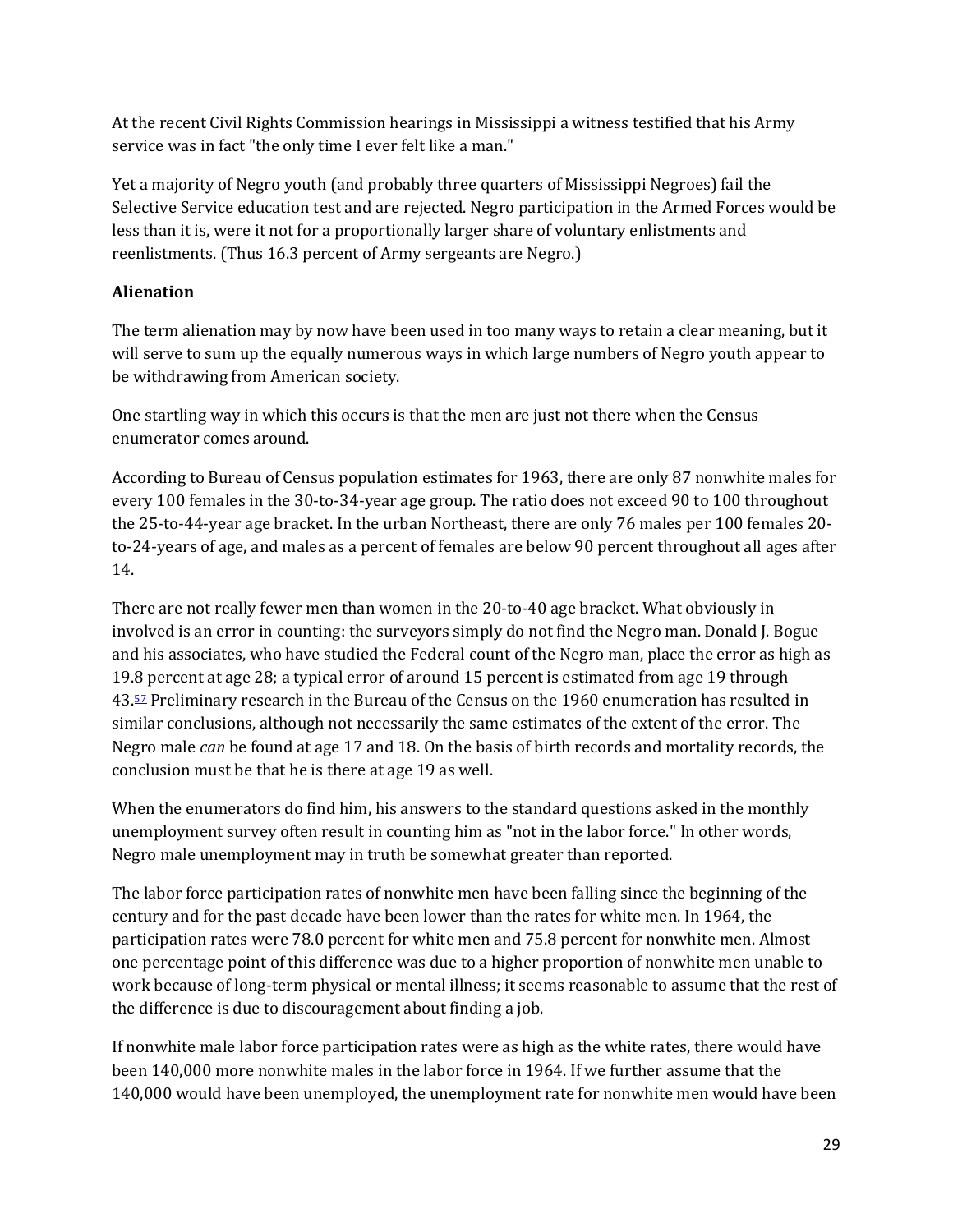At the recent Civil Rights Commission hearings in Mississippi a witness testified that his Army service was in fact "the only time I ever felt like a man."

Yet a majority of Negro youth (and probably three quarters of Mississippi Negroes) fail the Selective Service education test and are rejected. Negro participation in the Armed Forces would be less than it is, were it not for a proportionally larger share of voluntary enlistments and reenlistments. (Thus 16.3 percent of Army sergeants are Negro.)

**Alienation**

The term alienation may by now have been used in too many ways to retain a clear meaning, but it will serve to sum up the equally numerous ways in which large numbers of Negro youth appear to be withdrawing from American society.

One startling way in which this occurs is that the men are just not there when the Census enumerator comes around.

According to Bureau of Census population estimates for 1963, there are only 87 nonwhite males for every 100 females in the 30-to-34-year age group. The ratio does not exceed 90 to 100 throughout the 25-to-44-year age bracket. In the urban Northeast, there are only 76 males per 100 females 20-to-24-years of age, and males as a percent of females are below 90 percent throughout all ages after 14.

There are not really fewer men than women in the 20-to-40 age bracket. What obviously in involved is an error in counting: the surveyors simply do not find the Negro man. Donald J. Bogue and his associates, who have studied the Federal count of the Negro man, place the error as high as 19.8 percent at age 28; a typical error of around 15 percent is estimated from age 19 through 43.[57] Preliminary research in the Bureau of the Census on the 1960 enumeration has resulted in similar conclusions, although not necessarily the same estimates of the extent of the error. The Negro male *can* be found at age 17 and 18. On the basis of birth records and mortality records, the conclusion must be that he is there at age 19 as well.

When the enumerators do find him, his answers to the standard questions asked in the monthly unemployment survey often result in counting him as "not in the labor force." In other words, Negro male unemployment may in truth be somewhat greater than reported.

The labor force participation rates of nonwhite men have been falling since the beginning of the century and for the past decade have been lower than the rates for white men. In 1964, the participation rates were 78.0 percent for white men and 75.8 percent for nonwhite men. Almost one percentage point of this difference was due to a higher proportion of nonwhite men unable to work because of long-term physical or mental illness; it seems reasonable to assume that the rest of the difference is due to discouragement about finding a job.

If nonwhite male labor force participation rates were as high as the white rates, there would have been 140,000 more nonwhite males in the labor force in 1964. If we further assume that the 140,000 would have been unemployed, the unemployment rate for nonwhite men would have been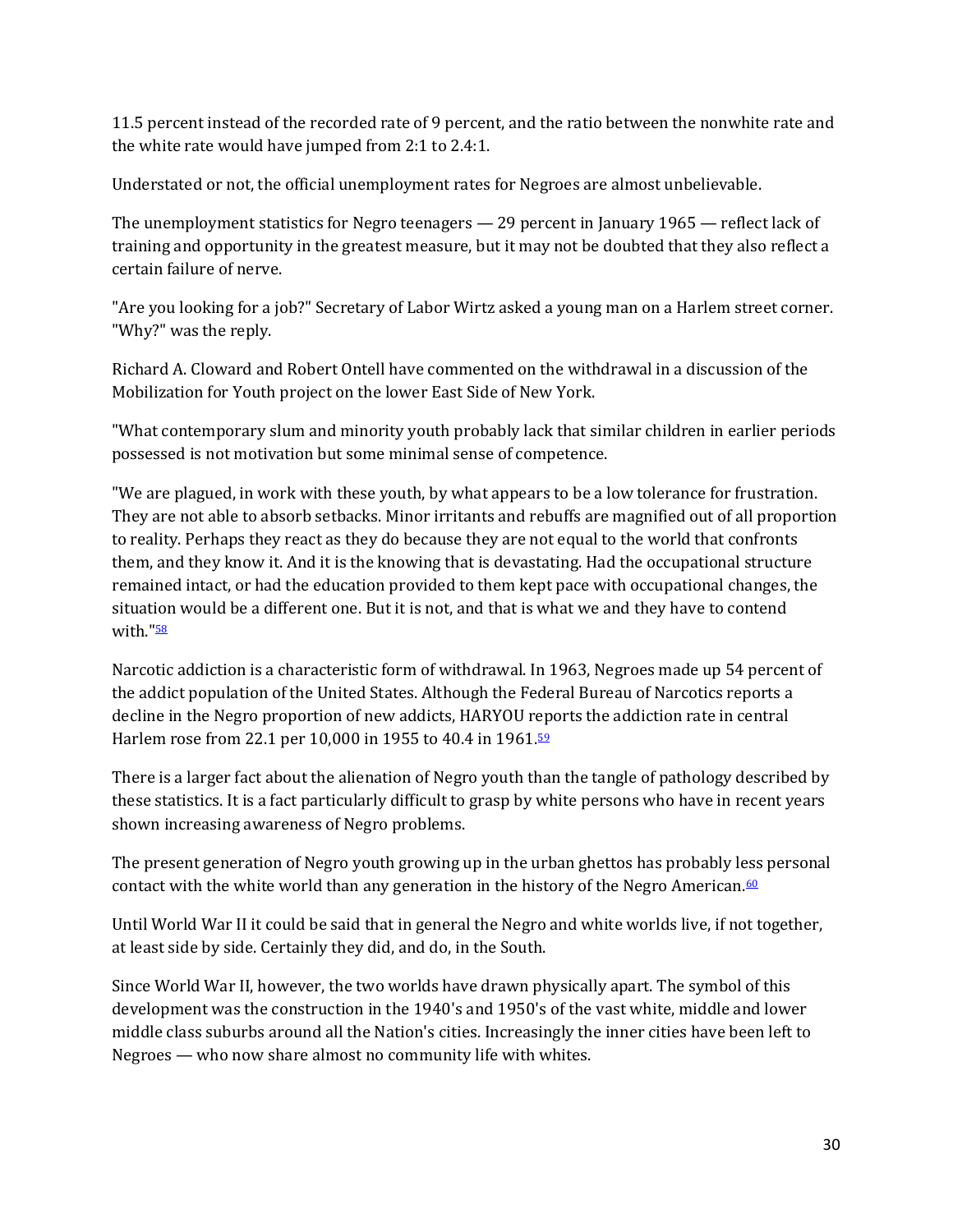11.5 percent instead of the recorded rate of 9 percent, and the ratio between the nonwhite rate and the white rate would have jumped from 2:1 to 2.4:1.

Understated or not, the official unemployment rates for Negroes are almost unbelievable.

The unemployment statistics for Negro teenagers — 29 percent in January 1965 — reflect lack of training and opportunity in the greatest measure, but it may not be doubted that they also reflect a certain failure of nerve.

"Are you looking for a job?" Secretary of Labor Wirtz asked a young man on a Harlem street corner. "Why?" was the reply.

Richard A. Cloward and Robert Ontell have commented on the withdrawal in a discussion of the Mobilization for Youth project on the lower East Side of New York.

"What contemporary slum and minority youth probably lack that similar children in earlier periods possessed is not motivation but some minimal sense of competence.

"We are plagued, in work with these youth, by what appears to be a low tolerance for frustration. They are not able to absorb setbacks. Minor irritants and rebuffs are magnified out of all proportion to reality. Perhaps they react as they do because they are not equal to the world that confronts them, and they know it. And it is the knowing that is devastating. Had the occupational structure remained intact, or had the education provided to them kept pace with occupational changes, the situation would be a different one. But it is not, and that is what we and they have to contend with."[58]

Narcotic addiction is a characteristic form of withdrawal. In 1963, Negroes made up 54 percent of the addict population of the United States. Although the Federal Bureau of Narcotics reports a decline in the Negro proportion of new addicts, HARYOU reports the addiction rate in central Harlem rose from 22.1 per 10,000 in 1955 to 40.4 in 1961.[59]

There is a larger fact about the alienation of Negro youth than the tangle of pathology described by these statistics. It is a fact particularly difficult to grasp by white persons who have in recent years shown increasing awareness of Negro problems.

The present generation of Negro youth growing up in the urban ghettos has probably less personal contact with the white world than any generation in the history of the Negro American.[60]

Until World War II it could be said that in general the Negro and white worlds live, if not together, at least side by side. Certainly they did, and do, in the South.

Since World War II, however, the two worlds have drawn physically apart. The symbol of this development was the construction in the 1940's and 1950's of the vast white, middle and lower middle class suburbs around all the Nation's cities. Increasingly the inner cities have been left to Negroes — who now share almost no community life with whites.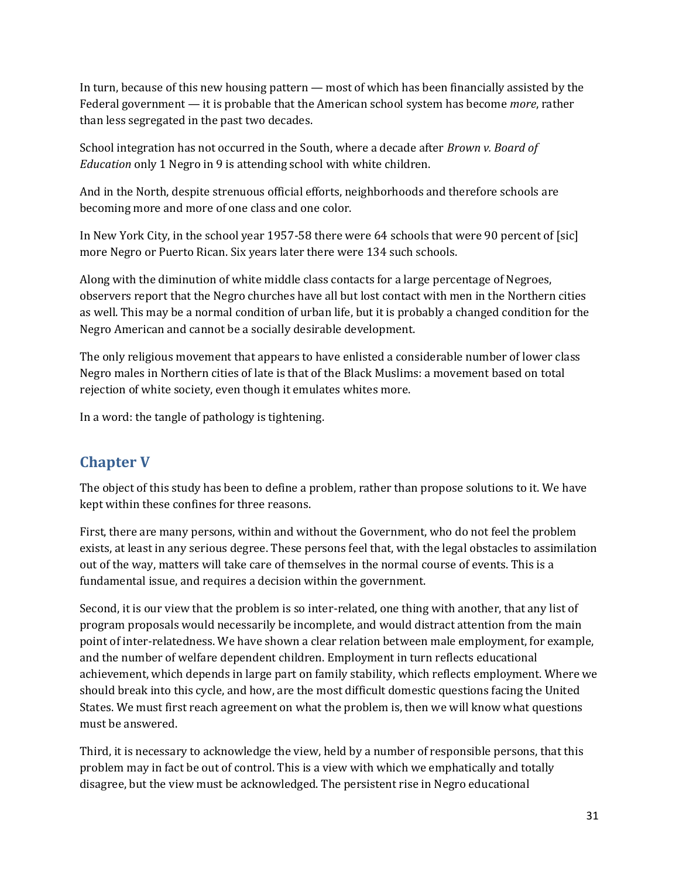In turn, because of this new housing pattern — most of which has been financially assisted by the Federal government — it is probable that the American school system has become *more*, rather than less segregated in the past two decades.

School integration has not occurred in the South, where a decade after *Brown v. Board of Education* only 1 Negro in 9 is attending school with white children.

And in the North, despite strenuous official efforts, neighborhoods and therefore schools are becoming more and more of one class and one color.

In New York City, in the school year 1957-58 there were 64 schools that were 90 percent of [sic] more Negro or Puerto Rican. Six years later there were 134 such schools.

Along with the diminution of white middle class contacts for a large percentage of Negroes, observers report that the Negro churches have all but lost contact with men in the Northern cities as well. This may be a normal condition of urban life, but it is probably a changed condition for the Negro American and cannot be a socially desirable development.

The only religious movement that appears to have enlisted a considerable number of lower class Negro males in Northern cities of late is that of the Black Muslims: a movement based on total rejection of white society, even though it emulates whites more.

In a word: the tangle of pathology is tightening.

## Chapter V

The object of this study has been to define a problem, rather than propose solutions to it. We have kept within these confines for three reasons.

First, there are many persons, within and without the Government, who do not feel the problem exists, at least in any serious degree. These persons feel that, with the legal obstacles to assimilation out of the way, matters will take care of themselves in the normal course of events. This is a fundamental issue, and requires a decision within the government.

Second, it is our view that the problem is so inter-related, one thing with another, that any list of program proposals would necessarily be incomplete, and would distract attention from the main point of inter-relatedness. We have shown a clear relation between male employment, for example, and the number of welfare dependent children. Employment in turn reflects educational achievement, which depends in large part on family stability, which reflects employment. Where we should break into this cycle, and how, are the most difficult domestic questions facing the United States. We must first reach agreement on what the problem is, then we will know what questions must be answered.

Third, it is necessary to acknowledge the view, held by a number of responsible persons, that this problem may in fact be out of control. This is a view with which we emphatically and totally disagree, but the view must be acknowledged. The persistent rise in Negro educational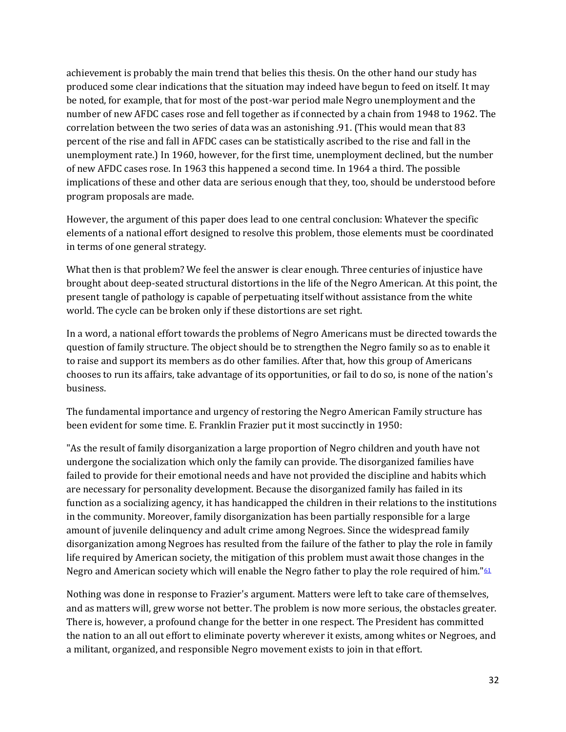achievement is probably the main trend that belies this thesis. On the other hand our study has produced some clear indications that the situation may indeed have begun to feed on itself. It may be noted, for example, that for most of the post-war period male Negro unemployment and the number of new AFDC cases rose and fell together as if connected by a chain from 1948 to 1962. The correlation between the two series of data was an astonishing .91. (This would mean that 83 percent of the rise and fall in AFDC cases can be statistically ascribed to the rise and fall in the unemployment rate.) In 1960, however, for the first time, unemployment declined, but the number of new AFDC cases rose. In 1963 this happened a second time. In 1964 a third. The possible implications of these and other data are serious enough that they, too, should be understood before program proposals are made.

However, the argument of this paper does lead to one central conclusion: Whatever the specific elements of a national effort designed to resolve this problem, those elements must be coordinated in terms of one general strategy.

What then is that problem? We feel the answer is clear enough. Three centuries of injustice have brought about deep-seated structural distortions in the life of the Negro American. At this point, the present tangle of pathology is capable of perpetuating itself without assistance from the white world. The cycle can be broken only if these distortions are set right.

In a word, a national effort towards the problems of Negro Americans must be directed towards the question of family structure. The object should be to strengthen the Negro family so as to enable it to raise and support its members as do other families. After that, how this group of Americans chooses to run its affairs, take advantage of its opportunities, or fail to do so, is none of the nation's business.

The fundamental importance and urgency of restoring the Negro American Family structure has been evident for some time. E. Franklin Frazier put it most succinctly in 1950:

"As the result of family disorganization a large proportion of Negro children and youth have not undergone the socialization which only the family can provide. The disorganized families have failed to provide for their emotional needs and have not provided the discipline and habits which are necessary for personality development. Because the disorganized family has failed in its function as a socializing agency, it has handicapped the children in their relations to the institutions in the community. Moreover, family disorganization has been partially responsible for a large amount of juvenile delinquency and adult crime among Negroes. Since the widespread family disorganization among Negroes has resulted from the failure of the father to play the role in family life required by American society, the mitigation of this problem must await those changes in the Negro and American society which will enable the Negro father to play the role required of him."[61]

Nothing was done in response to Frazier's argument. Matters were left to take care of themselves, and as matters will, grew worse not better. The problem is now more serious, the obstacles greater. There is, however, a profound change for the better in one respect. The President has committed the nation to an all out effort to eliminate poverty wherever it exists, among whites or Negroes, and a militant, organized, and responsible Negro movement exists to join in that effort.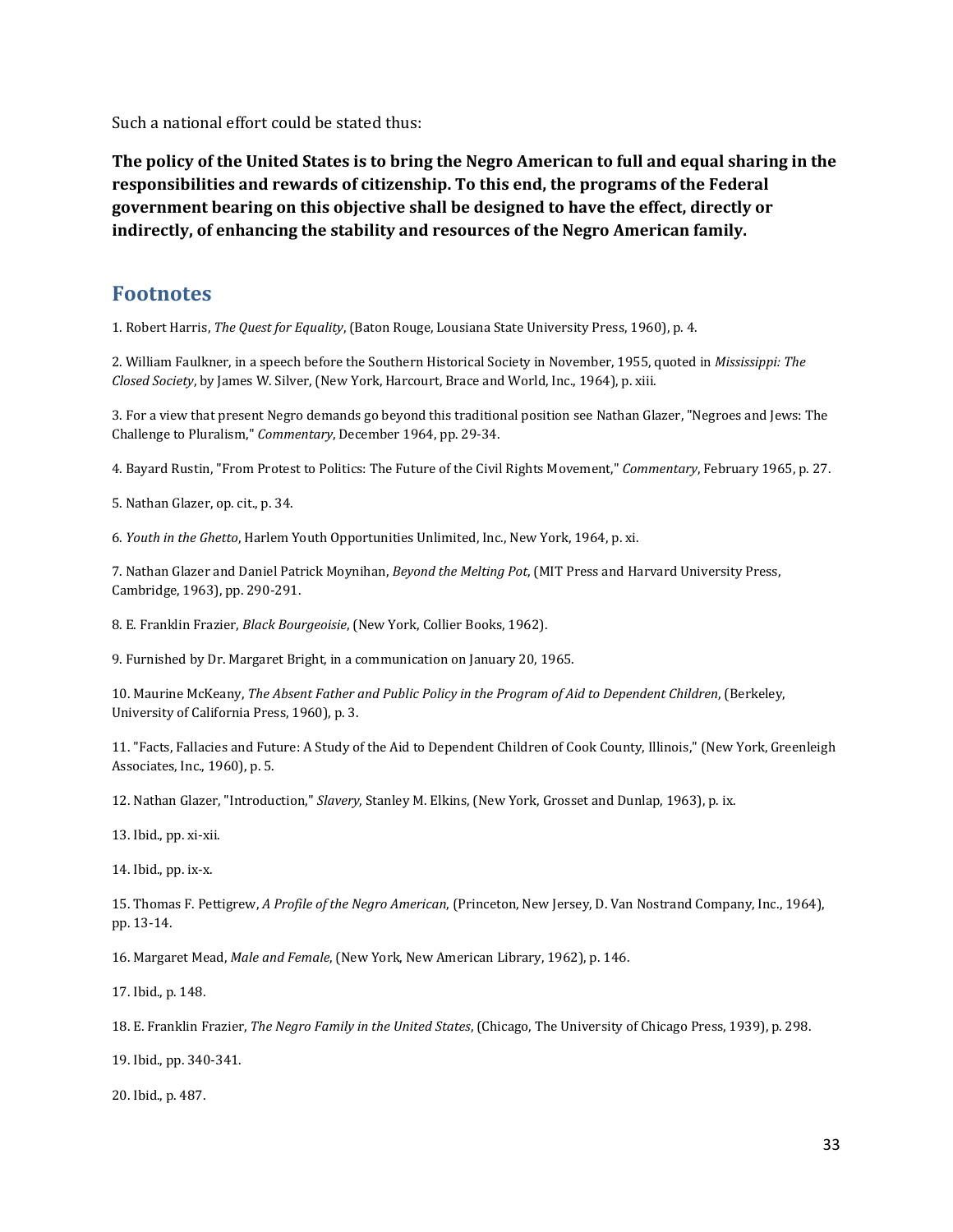Such a national effort could be stated thus:

**The policy of the United States is to bring the Negro American to full and equal sharing in the responsibilities and rewards of citizenship. To this end, the programs of the Federal government bearing on this objective shall be designed to have the effect, directly or indirectly, of enhancing the stability and resources of the Negro American family.**

## Footnotes

1. Robert Harris, *The Quest for Equality*, (Baton Rouge, Lousiana State University Press, 1960), p. 4.

2. William Faulkner, in a speech before the Southern Historical Society in November, 1955, quoted in *Mississippi: The Closed Society*, by James W. Silver, (New York, Harcourt, Brace and World, Inc., 1964), p. xiii.

3. For a view that present Negro demands go beyond this traditional position see Nathan Glazer, "Negroes and Jews: The Challenge to Pluralism," *Commentary*, December 1964, pp. 29-34.

4. Bayard Rustin, "From Protest to Politics: The Future of the Civil Rights Movement," *Commentary*, February 1965, p. 27.

5. Nathan Glazer, op. cit., p. 34.

6. *Youth in the Ghetto*, Harlem Youth Opportunities Unlimited, Inc., New York, 1964, p. xi.

7. Nathan Glazer and Daniel Patrick Moynihan, *Beyond the Melting Pot*, (MIT Press and Harvard University Press, Cambridge, 1963), pp. 290-291.

8. E. Franklin Frazier, *Black Bourgeoisie*, (New York, Collier Books, 1962).

9. Furnished by Dr. Margaret Bright, in a communication on January 20, 1965.

10. Maurine McKeany, *The Absent Father and Public Policy in the Program of Aid to Dependent Children*, (Berkeley, University of California Press, 1960), p. 3.

11. "Facts, Fallacies and Future: A Study of the Aid to Dependent Children of Cook County, Illinois," (New York, Greenleigh Associates, Inc., 1960), p. 5.

12. Nathan Glazer, "Introduction," *Slavery*, Stanley M. Elkins, (New York, Grosset and Dunlap, 1963), p. ix.

13. Ibid., pp. xi-xii.

14. Ibid., pp. ix-x.

15. Thomas F. Pettigrew, *A Profile of the Negro American*, (Princeton, New Jersey, D. Van Nostrand Company, Inc., 1964), pp. 13-14.

16. Margaret Mead, *Male and Female*, (New York, New American Library, 1962), p. 146.

17. Ibid., p. 148.

18. E. Franklin Frazier, *The Negro Family in the United States*, (Chicago, The University of Chicago Press, 1939), p. 298.

19. Ibid., pp. 340-341.

20. Ibid., p. 487.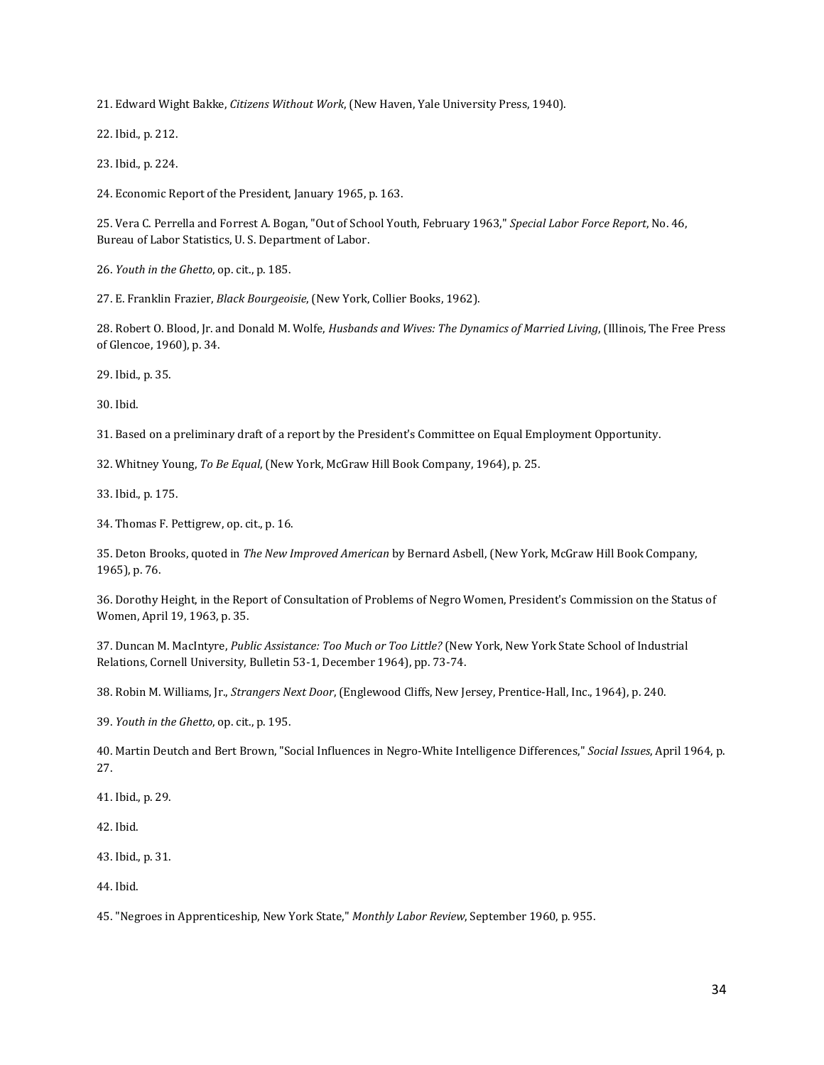21. Edward Wight Bakke, *Citizens Without Work*, (New Haven, Yale University Press, 1940).

22. Ibid., p. 212.

23. Ibid., p. 224.

24. Economic Report of the President, January 1965, p. 163.

25. Vera C. Perrella and Forrest A. Bogan, "Out of School Youth, February 1963," *Special Labor Force Report*, No. 46, Bureau of Labor Statistics, U. S. Department of Labor.

26. *Youth in the Ghetto*, op. cit., p. 185.

27. E. Franklin Frazier, *Black Bourgeoisie*, (New York, Collier Books, 1962).

28. Robert O. Blood, Jr. and Donald M. Wolfe, *Husbands and Wives: The Dynamics of Married Living*, (Illinois, The Free Press of Glencoe, 1960), p. 34.

29. Ibid., p. 35.

30. Ibid.

31. Based on a preliminary draft of a report by the President's Committee on Equal Employment Opportunity.

32. Whitney Young, *To Be Equal*, (New York, McGraw Hill Book Company, 1964), p. 25.

33. Ibid., p. 175.

34. Thomas F. Pettigrew, op. cit., p. 16.

35. Deton Brooks, quoted in *The New Improved American* by Bernard Asbell, (New York, McGraw Hill Book Company, 1965), p. 76.

36. Dorothy Height, in the Report of Consultation of Problems of Negro Women, President's Commission on the Status of Women, April 19, 1963, p. 35.

37. Duncan M. MacIntyre, *Public Assistance: Too Much or Too Little?* (New York, New York State School of Industrial Relations, Cornell University, Bulletin 53-1, December 1964), pp. 73-74.

38. Robin M. Williams, Jr., *Strangers Next Door*, (Englewood Cliffs, New Jersey, Prentice-Hall, Inc., 1964), p. 240.

39. *Youth in the Ghetto*, op. cit., p. 195.

40. Martin Deutch and Bert Brown, "Social Influences in Negro-White Intelligence Differences," *Social Issues*, April 1964, p. 27.

41. Ibid., p. 29.

42. Ibid.

43. Ibid., p. 31.

44. Ibid.

45. "Negroes in Apprenticeship, New York State," *Monthly Labor Review*, September 1960, p. 955.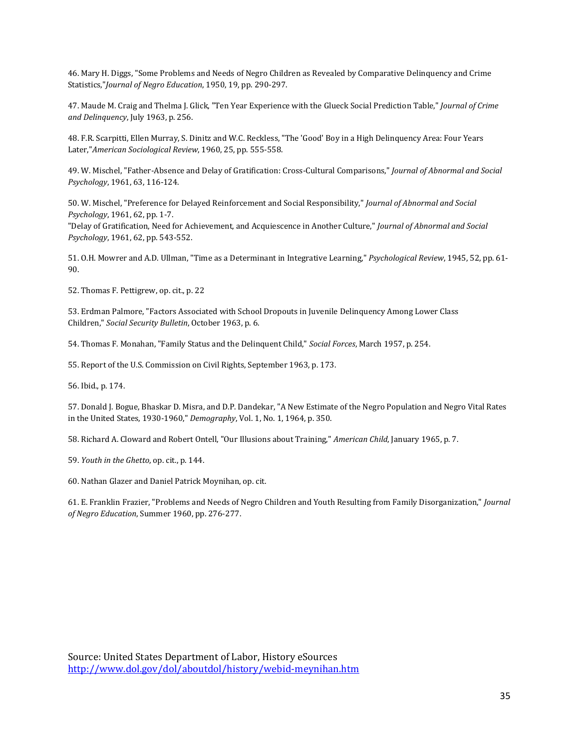46. Mary H. Diggs, "Some Problems and Needs of Negro Children as Revealed by Comparative Delinquency and Crime Statistics,"*Journal of Negro Education*, 1950, 19, pp. 290-297.

47. Maude M. Craig and Thelma J. Glick, "Ten Year Experience with the Glueck Social Prediction Table," *Journal of Crime and Delinquency*, July 1963, p. 256.

48. F.R. Scarpitti, Ellen Murray, S. Dinitz and W.C. Reckless, "The 'Good' Boy in a High Delinquency Area: Four Years Later,"*American Sociological Review*, 1960, 25, pp. 555-558.

49. W. Mischel, "Father-Absence and Delay of Gratification: Cross-Cultural Comparisons," *Journal of Abnormal and Social Psychology*, 1961, 63, 116-124.

50. W. Mischel, "Preference for Delayed Reinforcement and Social Responsibility," *Journal of Abnormal and Social Psychology*, 1961, 62, pp. 1-7.
"Delay of Gratification, Need for Achievement, and Acquiescence in Another Culture," *Journal of Abnormal and Social Psychology*, 1961, 62, pp. 543-552.

51. O.H. Mowrer and A.D. Ullman, "Time as a Determinant in Integrative Learning," *Psychological Review*, 1945, 52, pp. 61-90.

52. Thomas F. Pettigrew, op. cit., p. 22

53. Erdman Palmore, "Factors Associated with School Dropouts in Juvenile Delinquency Among Lower Class Children," *Social Security Bulletin*, October 1963, p. 6.

54. Thomas F. Monahan, "Family Status and the Delinquent Child," *Social Forces*, March 1957, p. 254.

55. Report of the U.S. Commission on Civil Rights, September 1963, p. 173.

56. Ibid., p. 174.

57. Donald J. Bogue, Bhaskar D. Misra, and D.P. Dandekar, "A New Estimate of the Negro Population and Negro Vital Rates in the United States, 1930-1960," *Demography*, Vol. 1, No. 1, 1964, p. 350.

58. Richard A. Cloward and Robert Ontell, "Our Illusions about Training," *American Child*, January 1965, p. 7.

59. *Youth in the Ghetto*, op. cit., p. 144.

60. Nathan Glazer and Daniel Patrick Moynihan, op. cit.

61. E. Franklin Frazier, "Problems and Needs of Negro Children and Youth Resulting from Family Disorganization," *Journal of Negro Education*, Summer 1960, pp. 276-277.

Source: United States Department of Labor, History eSources
http://www.dol.gov/dol/aboutdol/history/webid-meynihan.htm